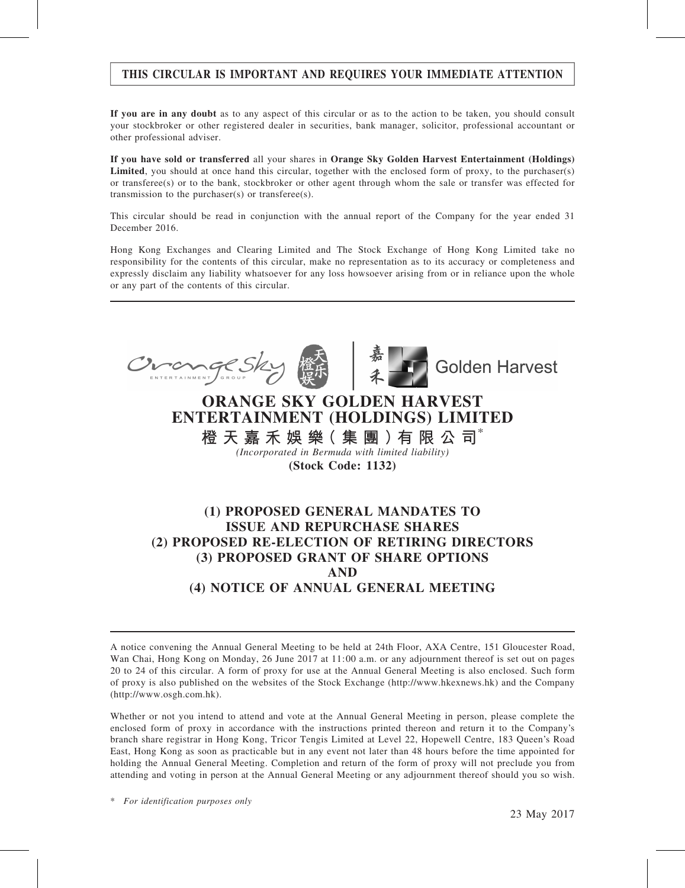**THIS CIRCULAR IS IMPORTANT AND REQUIRES YOUR IMMEDIATE ATTENTION**

**If you are in any doubt** as to any aspect of this circular or as to the action to be taken, you should consult your stockbroker or other registered dealer in securities, bank manager, solicitor, professional accountant or other professional adviser.

**If you have sold or transferred** all your shares in **Orange Sky Golden Harvest Entertainment (Holdings) Limited**, you should at once hand this circular, together with the enclosed form of proxy, to the purchaser(s) or transferee(s) or to the bank, stockbroker or other agent through whom the sale or transfer was effected for transmission to the purchaser(s) or transferee(s).

This circular should be read in conjunction with the annual report of the Company for the year ended 31 December 2016.

Hong Kong Exchanges and Clearing Limited and The Stock Exchange of Hong Kong Limited take no responsibility for the contents of this circular, make no representation as to its accuracy or completeness and expressly disclaim any liability whatsoever for any loss howsoever arising from or in reliance upon the whole or any part of the contents of this circular.

# ORANGE SKY GOLDEN HARVEST ENTERTAINMENT (HOLDINGS) LIMITED

# 橙天嘉禾娛樂（集團）有限公司*

*(Incorporated in Bermuda with limited liability)*

**(Stock Code: 1132)**

## (1) PROPOSED GENERAL MANDATES TO ISSUE AND REPURCHASE SHARES
## (2) PROPOSED RE-ELECTION OF RETIRING DIRECTORS
## (3) PROPOSED GRANT OF SHARE OPTIONS
## AND
## (4) NOTICE OF ANNUAL GENERAL MEETING

A notice convening the Annual General Meeting to be held at 24th Floor, AXA Centre, 151 Gloucester Road, Wan Chai, Hong Kong on Monday, 26 June 2017 at 11:00 a.m. or any adjournment thereof is set out on pages 20 to 24 of this circular. A form of proxy for use at the Annual General Meeting is also enclosed. Such form of proxy is also published on the websites of the Stock Exchange (http://www.hkexnews.hk) and the Company (http://www.osgh.com.hk).

Whether or not you intend to attend and vote at the Annual General Meeting in person, please complete the enclosed form of proxy in accordance with the instructions printed thereon and return it to the Company's branch share registrar in Hong Kong, Tricor Tengis Limited at Level 22, Hopewell Centre, 183 Queen's Road East, Hong Kong as soon as practicable but in any event not later than 48 hours before the time appointed for holding the Annual General Meeting. Completion and return of the form of proxy will not preclude you from attending and voting in person at the Annual General Meeting or any adjournment thereof should you so wish.

\* *For identification purposes only*

23 May 2017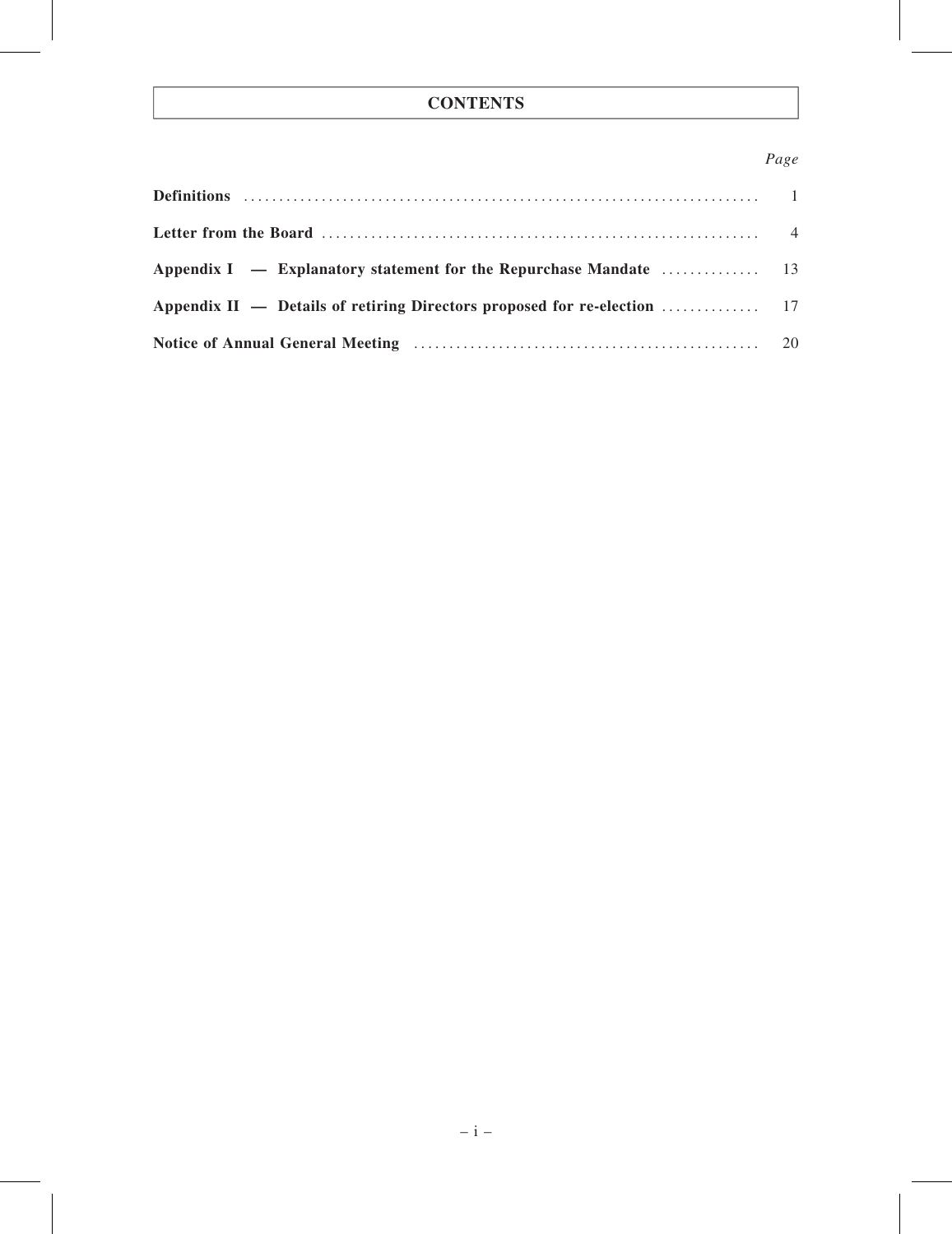# CONTENTS

| | *Page* |
|---|---|
| **Definitions** | 1 |
| **Letter from the Board** | 4 |
| **Appendix I — Explanatory statement for the Repurchase Mandate** | 13 |
| **Appendix II — Details of retiring Directors proposed for re-election** | 17 |
| **Notice of Annual General Meeting** | 20 |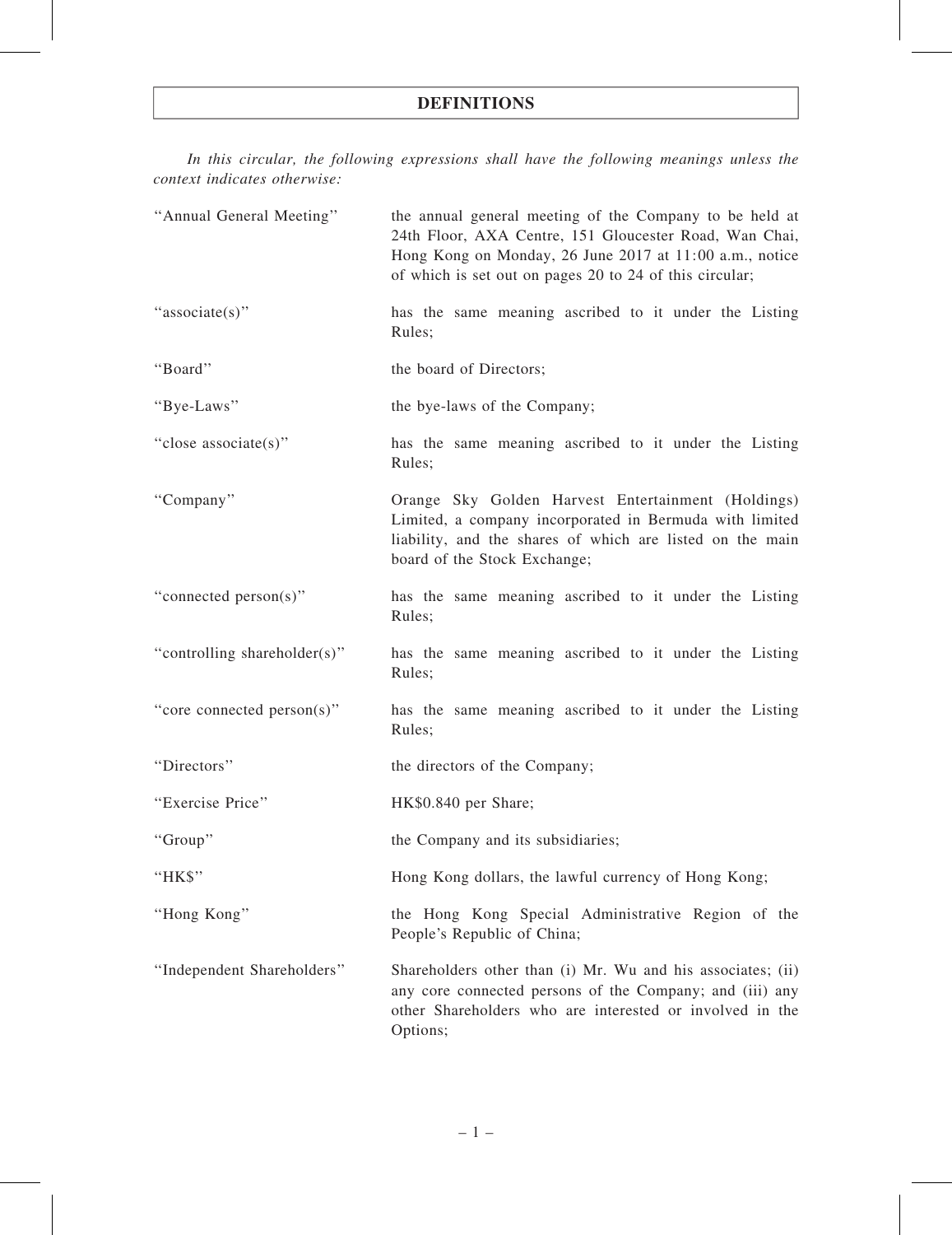# DEFINITIONS

*In this circular, the following expressions shall have the following meanings unless the context indicates otherwise:*

| | |
|---|---|
| "Annual General Meeting" | the annual general meeting of the Company to be held at 24th Floor, AXA Centre, 151 Gloucester Road, Wan Chai, Hong Kong on Monday, 26 June 2017 at 11:00 a.m., notice of which is set out on pages 20 to 24 of this circular; |
| "associate(s)" | has the same meaning ascribed to it under the Listing Rules; |
| "Board" | the board of Directors; |
| "Bye-Laws" | the bye-laws of the Company; |
| "close associate(s)" | has the same meaning ascribed to it under the Listing Rules; |
| "Company" | Orange Sky Golden Harvest Entertainment (Holdings) Limited, a company incorporated in Bermuda with limited liability, and the shares of which are listed on the main board of the Stock Exchange; |
| "connected person(s)" | has the same meaning ascribed to it under the Listing Rules; |
| "controlling shareholder(s)" | has the same meaning ascribed to it under the Listing Rules; |
| "core connected person(s)" | has the same meaning ascribed to it under the Listing Rules; |
| "Directors" | the directors of the Company; |
| "Exercise Price" | HK$0.840 per Share; |
| "Group" | the Company and its subsidiaries; |
| "HK$" | Hong Kong dollars, the lawful currency of Hong Kong; |
| "Hong Kong" | the Hong Kong Special Administrative Region of the People's Republic of China; |
| "Independent Shareholders" | Shareholders other than (i) Mr. Wu and his associates; (ii) any core connected persons of the Company; and (iii) any other Shareholders who are interested or involved in the Options; |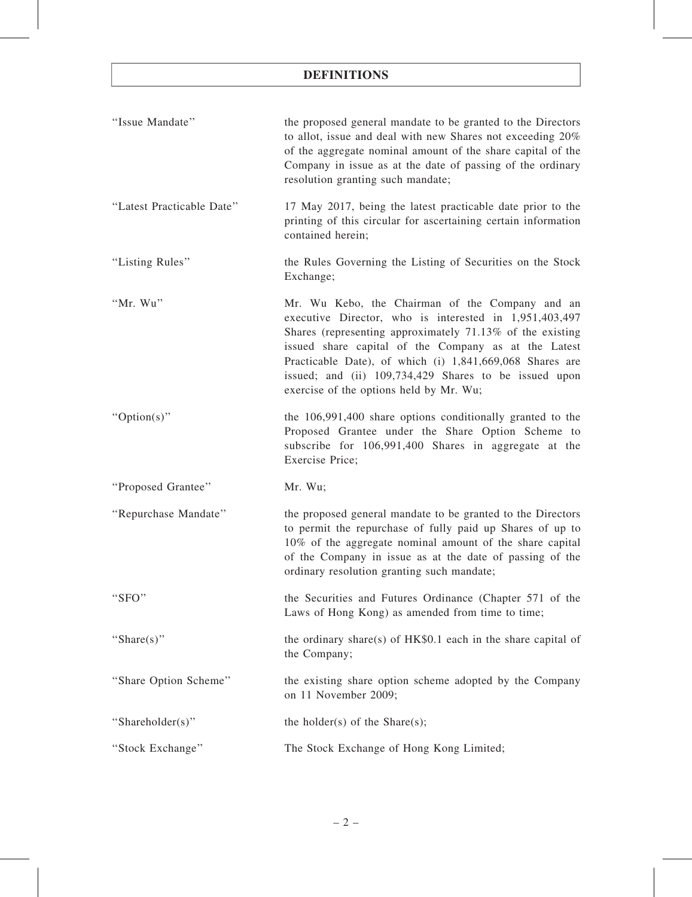# DEFINITIONS

| | |
|---|---|
| "Issue Mandate" | the proposed general mandate to be granted to the Directors to allot, issue and deal with new Shares not exceeding 20% of the aggregate nominal amount of the share capital of the Company in issue as at the date of passing of the ordinary resolution granting such mandate; |
| "Latest Practicable Date" | 17 May 2017, being the latest practicable date prior to the printing of this circular for ascertaining certain information contained herein; |
| "Listing Rules" | the Rules Governing the Listing of Securities on the Stock Exchange; |
| "Mr. Wu" | Mr. Wu Kebo, the Chairman of the Company and an executive Director, who is interested in 1,951,403,497 Shares (representing approximately 71.13% of the existing issued share capital of the Company as at the Latest Practicable Date), of which (i) 1,841,669,068 Shares are issued; and (ii) 109,734,429 Shares to be issued upon exercise of the options held by Mr. Wu; |
| "Option(s)" | the 106,991,400 share options conditionally granted to the Proposed Grantee under the Share Option Scheme to subscribe for 106,991,400 Shares in aggregate at the Exercise Price; |
| "Proposed Grantee" | Mr. Wu; |
| "Repurchase Mandate" | the proposed general mandate to be granted to the Directors to permit the repurchase of fully paid up Shares of up to 10% of the aggregate nominal amount of the share capital of the Company in issue as at the date of passing of the ordinary resolution granting such mandate; |
| "SFO" | the Securities and Futures Ordinance (Chapter 571 of the Laws of Hong Kong) as amended from time to time; |
| "Share(s)" | the ordinary share(s) of HK$0.1 each in the share capital of the Company; |
| "Share Option Scheme" | the existing share option scheme adopted by the Company on 11 November 2009; |
| "Shareholder(s)" | the holder(s) of the Share(s); |
| "Stock Exchange" | The Stock Exchange of Hong Kong Limited; |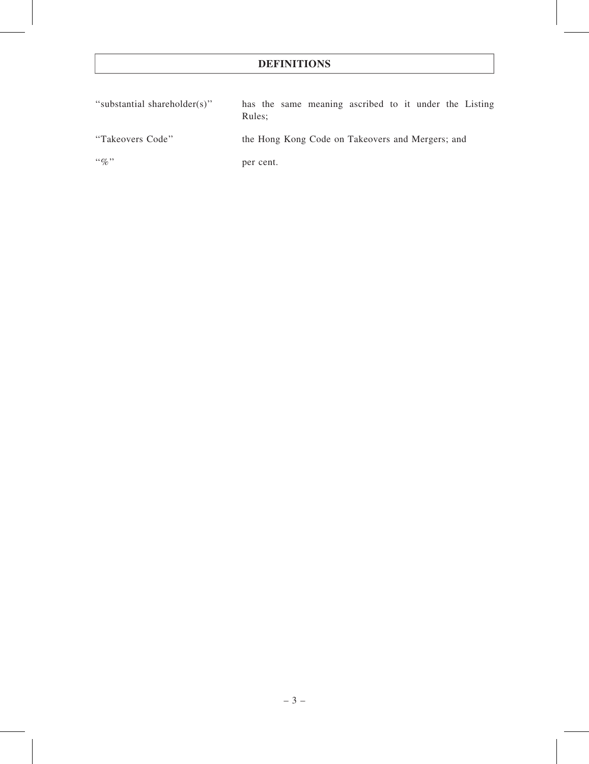# DEFINITIONS

| | |
|---|---|
| "substantial shareholder(s)" | has the same meaning ascribed to it under the Listing Rules; |
| "Takeovers Code" | the Hong Kong Code on Takeovers and Mergers; and |
| "%" | per cent. |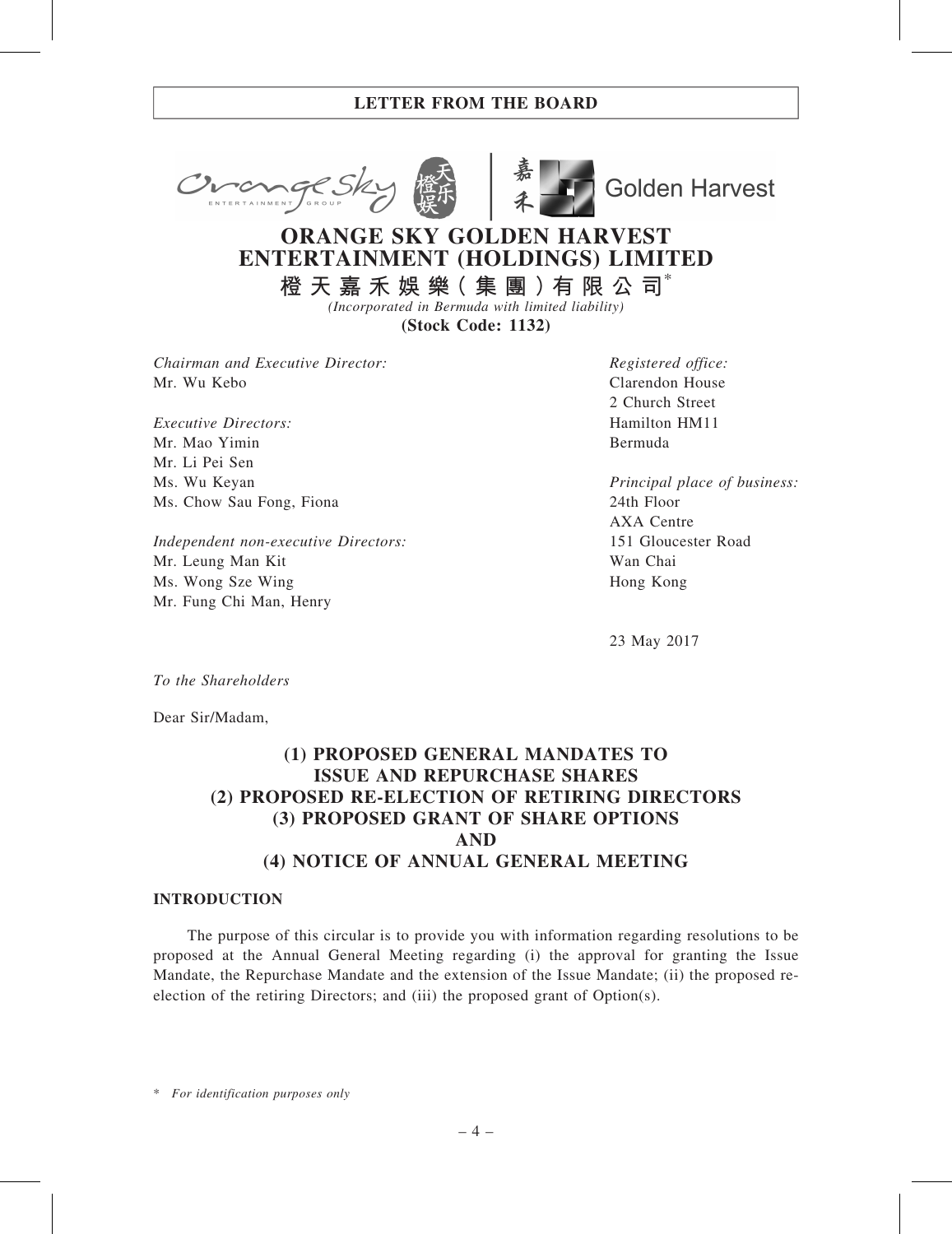# LETTER FROM THE BOARD

# ORANGE SKY GOLDEN HARVEST ENTERTAINMENT (HOLDINGS) LIMITED

**橙天嘉禾娛樂（集團）有限公司***

*(Incorporated in Bermuda with limited liability)*

**(Stock Code: 1132)**

*Chairman and Executive Director:*
Mr. Wu Kebo

*Executive Directors:*
Mr. Mao Yimin
Mr. Li Pei Sen
Ms. Wu Keyan
Ms. Chow Sau Fong, Fiona

*Independent non-executive Directors:*
Mr. Leung Man Kit
Ms. Wong Sze Wing
Mr. Fung Chi Man, Henry

*Registered office:*
Clarendon House
2 Church Street
Hamilton HM11
Bermuda

*Principal place of business:*
24th Floor
AXA Centre
151 Gloucester Road
Wan Chai
Hong Kong

23 May 2017

*To the Shareholders*

Dear Sir/Madam,

## (1) PROPOSED GENERAL MANDATES TO ISSUE AND REPURCHASE SHARES (2) PROPOSED RE-ELECTION OF RETIRING DIRECTORS (3) PROPOSED GRANT OF SHARE OPTIONS AND (4) NOTICE OF ANNUAL GENERAL MEETING

### INTRODUCTION

The purpose of this circular is to provide you with information regarding resolutions to be proposed at the Annual General Meeting regarding (i) the approval for granting the Issue Mandate, the Repurchase Mandate and the extension of the Issue Mandate; (ii) the proposed re-election of the retiring Directors; and (iii) the proposed grant of Option(s).

\* *For identification purposes only*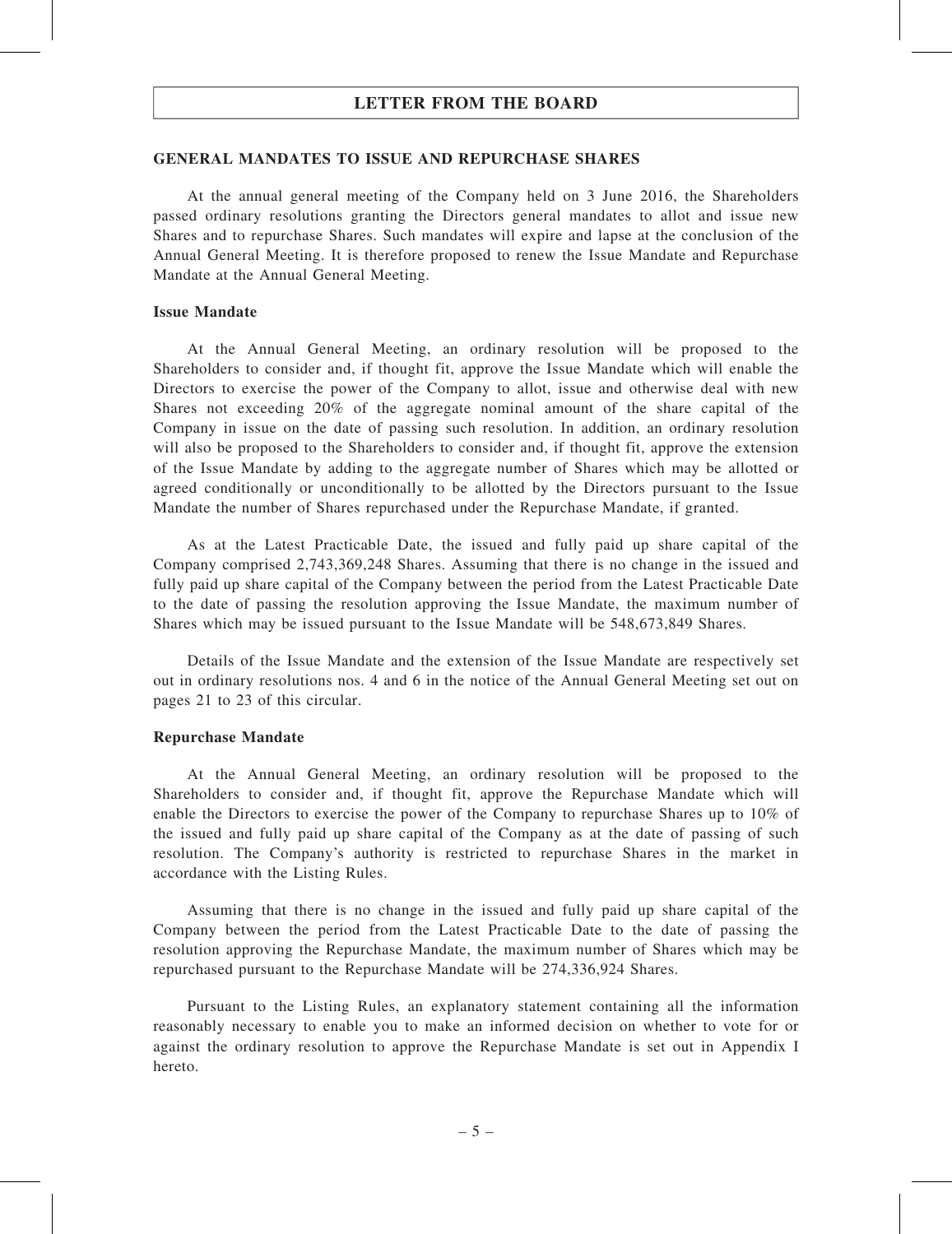## GENERAL MANDATES TO ISSUE AND REPURCHASE SHARES

At the annual general meeting of the Company held on 3 June 2016, the Shareholders passed ordinary resolutions granting the Directors general mandates to allot and issue new Shares and to repurchase Shares. Such mandates will expire and lapse at the conclusion of the Annual General Meeting. It is therefore proposed to renew the Issue Mandate and Repurchase Mandate at the Annual General Meeting.

### Issue Mandate

At the Annual General Meeting, an ordinary resolution will be proposed to the Shareholders to consider and, if thought fit, approve the Issue Mandate which will enable the Directors to exercise the power of the Company to allot, issue and otherwise deal with new Shares not exceeding 20% of the aggregate nominal amount of the share capital of the Company in issue on the date of passing such resolution. In addition, an ordinary resolution will also be proposed to the Shareholders to consider and, if thought fit, approve the extension of the Issue Mandate by adding to the aggregate number of Shares which may be allotted or agreed conditionally or unconditionally to be allotted by the Directors pursuant to the Issue Mandate the number of Shares repurchased under the Repurchase Mandate, if granted.

As at the Latest Practicable Date, the issued and fully paid up share capital of the Company comprised 2,743,369,248 Shares. Assuming that there is no change in the issued and fully paid up share capital of the Company between the period from the Latest Practicable Date to the date of passing the resolution approving the Issue Mandate, the maximum number of Shares which may be issued pursuant to the Issue Mandate will be 548,673,849 Shares.

Details of the Issue Mandate and the extension of the Issue Mandate are respectively set out in ordinary resolutions nos. 4 and 6 in the notice of the Annual General Meeting set out on pages 21 to 23 of this circular.

### Repurchase Mandate

At the Annual General Meeting, an ordinary resolution will be proposed to the Shareholders to consider and, if thought fit, approve the Repurchase Mandate which will enable the Directors to exercise the power of the Company to repurchase Shares up to 10% of the issued and fully paid up share capital of the Company as at the date of passing of such resolution. The Company's authority is restricted to repurchase Shares in the market in accordance with the Listing Rules.

Assuming that there is no change in the issued and fully paid up share capital of the Company between the period from the Latest Practicable Date to the date of passing the resolution approving the Repurchase Mandate, the maximum number of Shares which may be repurchased pursuant to the Repurchase Mandate will be 274,336,924 Shares.

Pursuant to the Listing Rules, an explanatory statement containing all the information reasonably necessary to enable you to make an informed decision on whether to vote for or against the ordinary resolution to approve the Repurchase Mandate is set out in Appendix I hereto.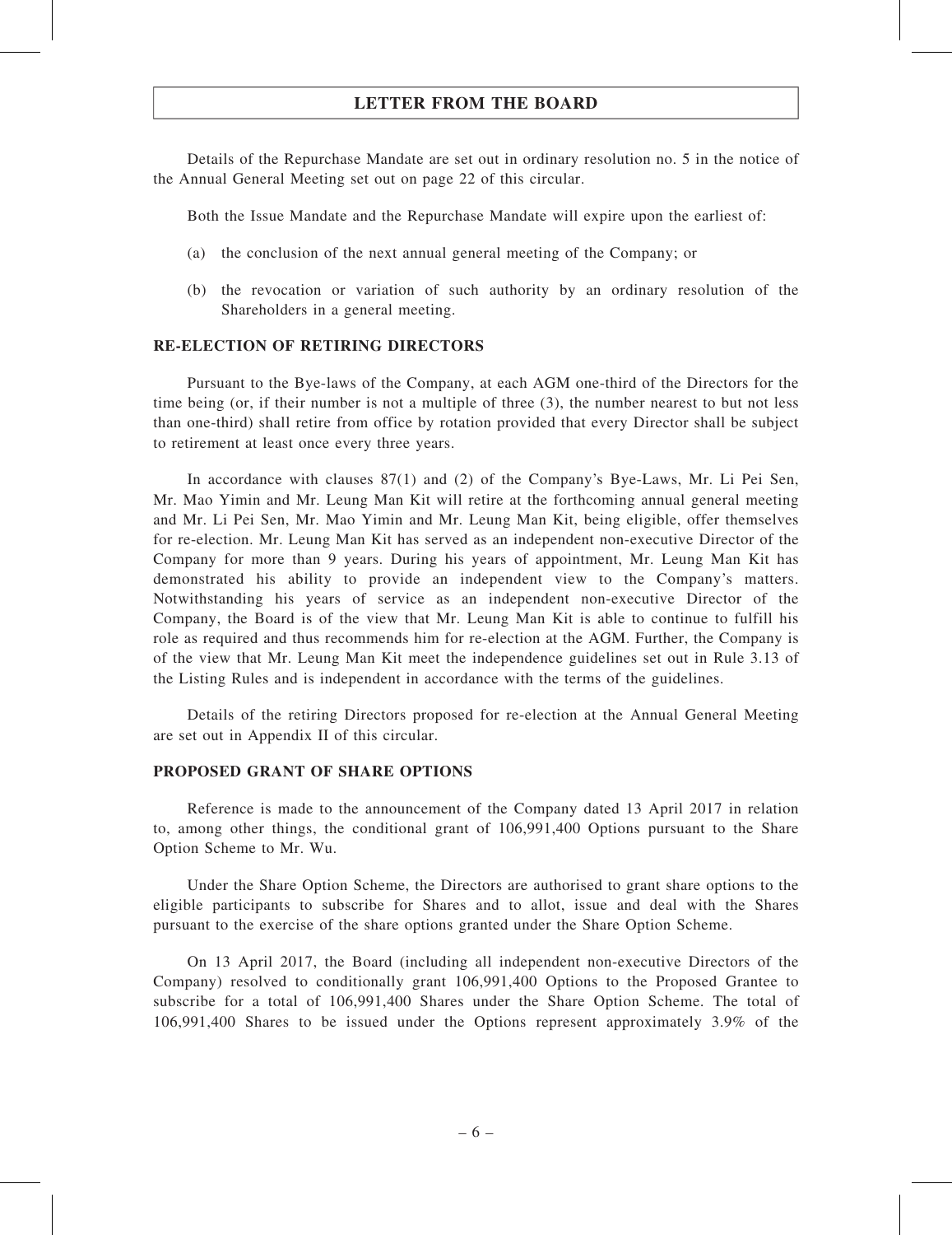Details of the Repurchase Mandate are set out in ordinary resolution no. 5 in the notice of the Annual General Meeting set out on page 22 of this circular.

Both the Issue Mandate and the Repurchase Mandate will expire upon the earliest of:

(a) the conclusion of the next annual general meeting of the Company; or

(b) the revocation or variation of such authority by an ordinary resolution of the Shareholders in a general meeting.

## RE-ELECTION OF RETIRING DIRECTORS

Pursuant to the Bye-laws of the Company, at each AGM one-third of the Directors for the time being (or, if their number is not a multiple of three (3), the number nearest to but not less than one-third) shall retire from office by rotation provided that every Director shall be subject to retirement at least once every three years.

In accordance with clauses 87(1) and (2) of the Company's Bye-Laws, Mr. Li Pei Sen, Mr. Mao Yimin and Mr. Leung Man Kit will retire at the forthcoming annual general meeting and Mr. Li Pei Sen, Mr. Mao Yimin and Mr. Leung Man Kit, being eligible, offer themselves for re-election. Mr. Leung Man Kit has served as an independent non-executive Director of the Company for more than 9 years. During his years of appointment, Mr. Leung Man Kit has demonstrated his ability to provide an independent view to the Company's matters. Notwithstanding his years of service as an independent non-executive Director of the Company, the Board is of the view that Mr. Leung Man Kit is able to continue to fulfill his role as required and thus recommends him for re-election at the AGM. Further, the Company is of the view that Mr. Leung Man Kit meet the independence guidelines set out in Rule 3.13 of the Listing Rules and is independent in accordance with the terms of the guidelines.

Details of the retiring Directors proposed for re-election at the Annual General Meeting are set out in Appendix II of this circular.

## PROPOSED GRANT OF SHARE OPTIONS

Reference is made to the announcement of the Company dated 13 April 2017 in relation to, among other things, the conditional grant of 106,991,400 Options pursuant to the Share Option Scheme to Mr. Wu.

Under the Share Option Scheme, the Directors are authorised to grant share options to the eligible participants to subscribe for Shares and to allot, issue and deal with the Shares pursuant to the exercise of the share options granted under the Share Option Scheme.

On 13 April 2017, the Board (including all independent non-executive Directors of the Company) resolved to conditionally grant 106,991,400 Options to the Proposed Grantee to subscribe for a total of 106,991,400 Shares under the Share Option Scheme. The total of 106,991,400 Shares to be issued under the Options represent approximately 3.9% of the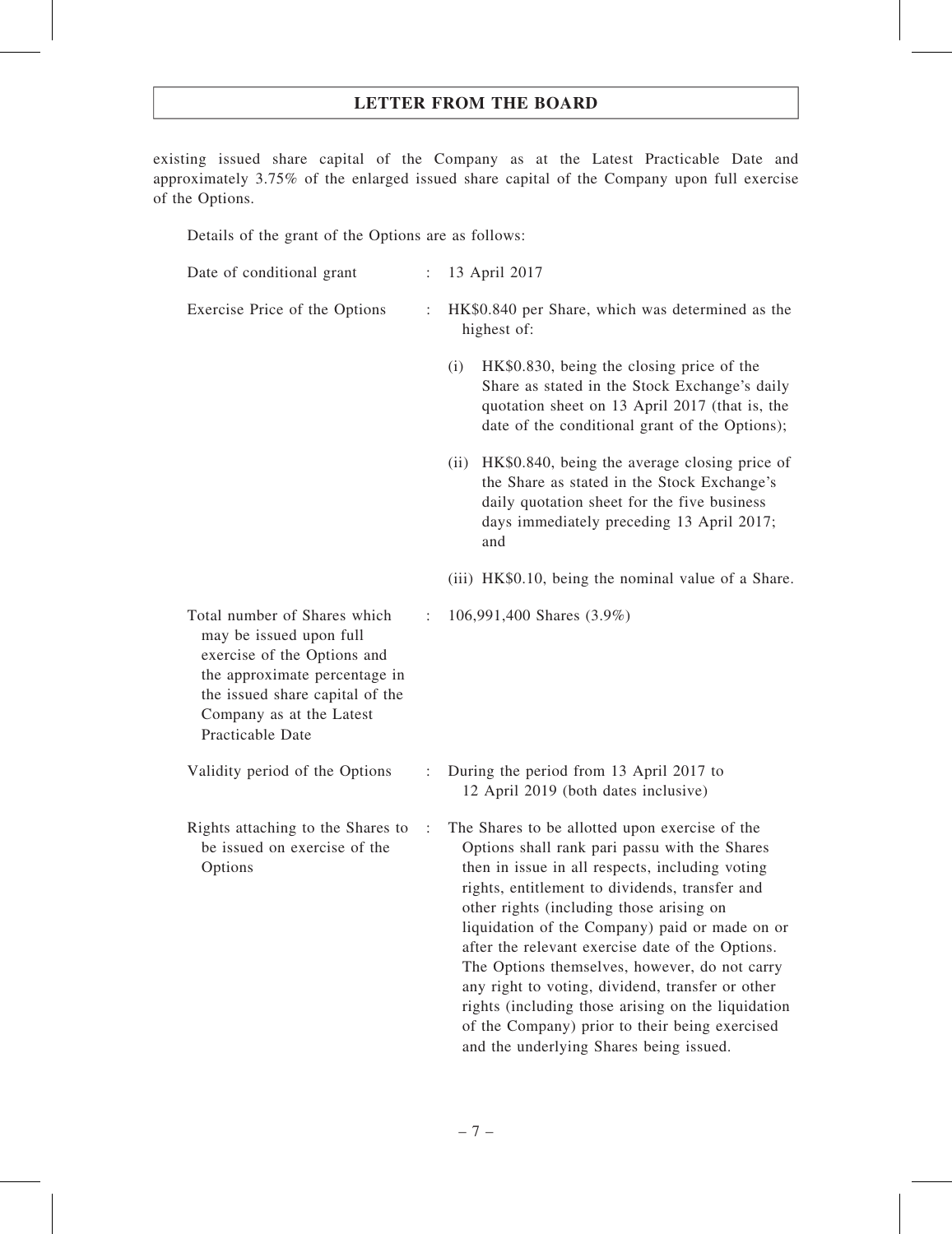existing issued share capital of the Company as at the Latest Practicable Date and approximately 3.75% of the enlarged issued share capital of the Company upon full exercise of the Options.

Details of the grant of the Options are as follows:

| | | |
|---|---|---|
| Date of conditional grant | : | 13 April 2017 |
| Exercise Price of the Options | : | HK$0.840 per Share, which was determined as the highest of:<br><br>(i) HK$0.830, being the closing price of the Share as stated in the Stock Exchange's daily quotation sheet on 13 April 2017 (that is, the date of the conditional grant of the Options);<br><br>(ii) HK$0.840, being the average closing price of the Share as stated in the Stock Exchange's daily quotation sheet for the five business days immediately preceding 13 April 2017; and<br><br>(iii) HK$0.10, being the nominal value of a Share. |
| Total number of Shares which may be issued upon full exercise of the Options and the approximate percentage in the issued share capital of the Company as at the Latest Practicable Date | : | 106,991,400 Shares (3.9%) |
| Validity period of the Options | : | During the period from 13 April 2017 to 12 April 2019 (both dates inclusive) |
| Rights attaching to the Shares to be issued on exercise of the Options | : | The Shares to be allotted upon exercise of the Options shall rank pari passu with the Shares then in issue in all respects, including voting rights, entitlement to dividends, transfer and other rights (including those arising on liquidation of the Company) paid or made on or after the relevant exercise date of the Options. The Options themselves, however, do not carry any right to voting, dividend, transfer or other rights (including those arising on the liquidation of the Company) prior to their being exercised and the underlying Shares being issued. |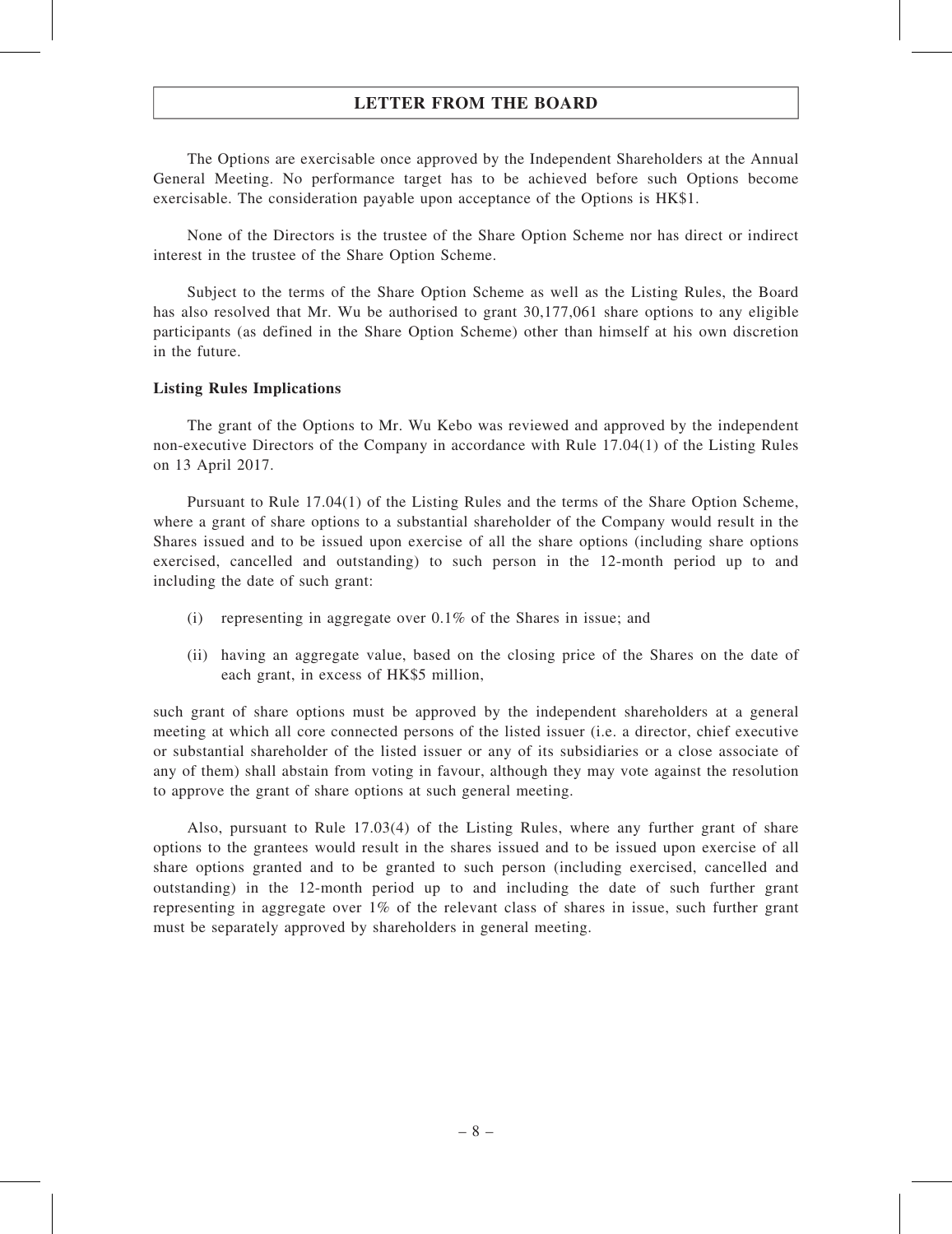The Options are exercisable once approved by the Independent Shareholders at the Annual General Meeting. No performance target has to be achieved before such Options become exercisable. The consideration payable upon acceptance of the Options is HK$1.

None of the Directors is the trustee of the Share Option Scheme nor has direct or indirect interest in the trustee of the Share Option Scheme.

Subject to the terms of the Share Option Scheme as well as the Listing Rules, the Board has also resolved that Mr. Wu be authorised to grant 30,177,061 share options to any eligible participants (as defined in the Share Option Scheme) other than himself at his own discretion in the future.

**Listing Rules Implications**

The grant of the Options to Mr. Wu Kebo was reviewed and approved by the independent non-executive Directors of the Company in accordance with Rule 17.04(1) of the Listing Rules on 13 April 2017.

Pursuant to Rule 17.04(1) of the Listing Rules and the terms of the Share Option Scheme, where a grant of share options to a substantial shareholder of the Company would result in the Shares issued and to be issued upon exercise of all the share options (including share options exercised, cancelled and outstanding) to such person in the 12-month period up to and including the date of such grant:

(i) representing in aggregate over 0.1% of the Shares in issue; and

(ii) having an aggregate value, based on the closing price of the Shares on the date of each grant, in excess of HK$5 million,

such grant of share options must be approved by the independent shareholders at a general meeting at which all core connected persons of the listed issuer (i.e. a director, chief executive or substantial shareholder of the listed issuer or any of its subsidiaries or a close associate of any of them) shall abstain from voting in favour, although they may vote against the resolution to approve the grant of share options at such general meeting.

Also, pursuant to Rule 17.03(4) of the Listing Rules, where any further grant of share options to the grantees would result in the shares issued and to be issued upon exercise of all share options granted and to be granted to such person (including exercised, cancelled and outstanding) in the 12-month period up to and including the date of such further grant representing in aggregate over 1% of the relevant class of shares in issue, such further grant must be separately approved by shareholders in general meeting.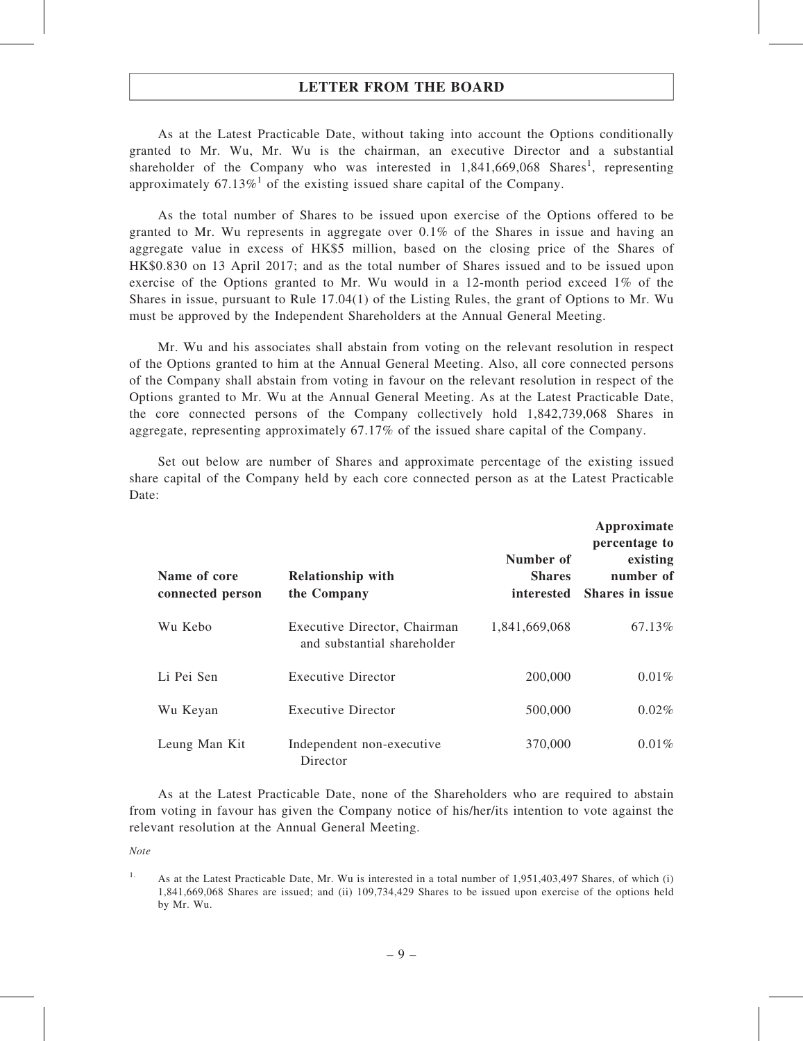## LETTER FROM THE BOARD

As at the Latest Practicable Date, without taking into account the Options conditionally granted to Mr. Wu, Mr. Wu is the chairman, an executive Director and a substantial shareholder of the Company who was interested in 1,841,669,068 Shares[1], representing approximately 67.13%[1] of the existing issued share capital of the Company.

As the total number of Shares to be issued upon exercise of the Options offered to be granted to Mr. Wu represents in aggregate over 0.1% of the Shares in issue and having an aggregate value in excess of HK$5 million, based on the closing price of the Shares of HK$0.830 on 13 April 2017; and as the total number of Shares issued and to be issued upon exercise of the Options granted to Mr. Wu would in a 12-month period exceed 1% of the Shares in issue, pursuant to Rule 17.04(1) of the Listing Rules, the grant of Options to Mr. Wu must be approved by the Independent Shareholders at the Annual General Meeting.

Mr. Wu and his associates shall abstain from voting on the relevant resolution in respect of the Options granted to him at the Annual General Meeting. Also, all core connected persons of the Company shall abstain from voting in favour on the relevant resolution in respect of the Options granted to Mr. Wu at the Annual General Meeting. As at the Latest Practicable Date, the core connected persons of the Company collectively hold 1,842,739,068 Shares in aggregate, representing approximately 67.17% of the issued share capital of the Company.

Set out below are number of Shares and approximate percentage of the existing issued share capital of the Company held by each core connected person as at the Latest Practicable Date:

| Name of core connected person | Relationship with the Company | Number of Shares interested | Approximate percentage to existing number of Shares in issue |
|---|---|---|---|
| Wu Kebo | Executive Director, Chairman and substantial shareholder | 1,841,669,068 | 67.13% |
| Li Pei Sen | Executive Director | 200,000 | 0.01% |
| Wu Keyan | Executive Director | 500,000 | 0.02% |
| Leung Man Kit | Independent non-executive Director | 370,000 | 0.01% |

As at the Latest Practicable Date, none of the Shareholders who are required to abstain from voting in favour has given the Company notice of his/her/its intention to vote against the relevant resolution at the Annual General Meeting.

*Note*

1. As at the Latest Practicable Date, Mr. Wu is interested in a total number of 1,951,403,497 Shares, of which (i) 1,841,669,068 Shares are issued; and (ii) 109,734,429 Shares to be issued upon exercise of the options held by Mr. Wu.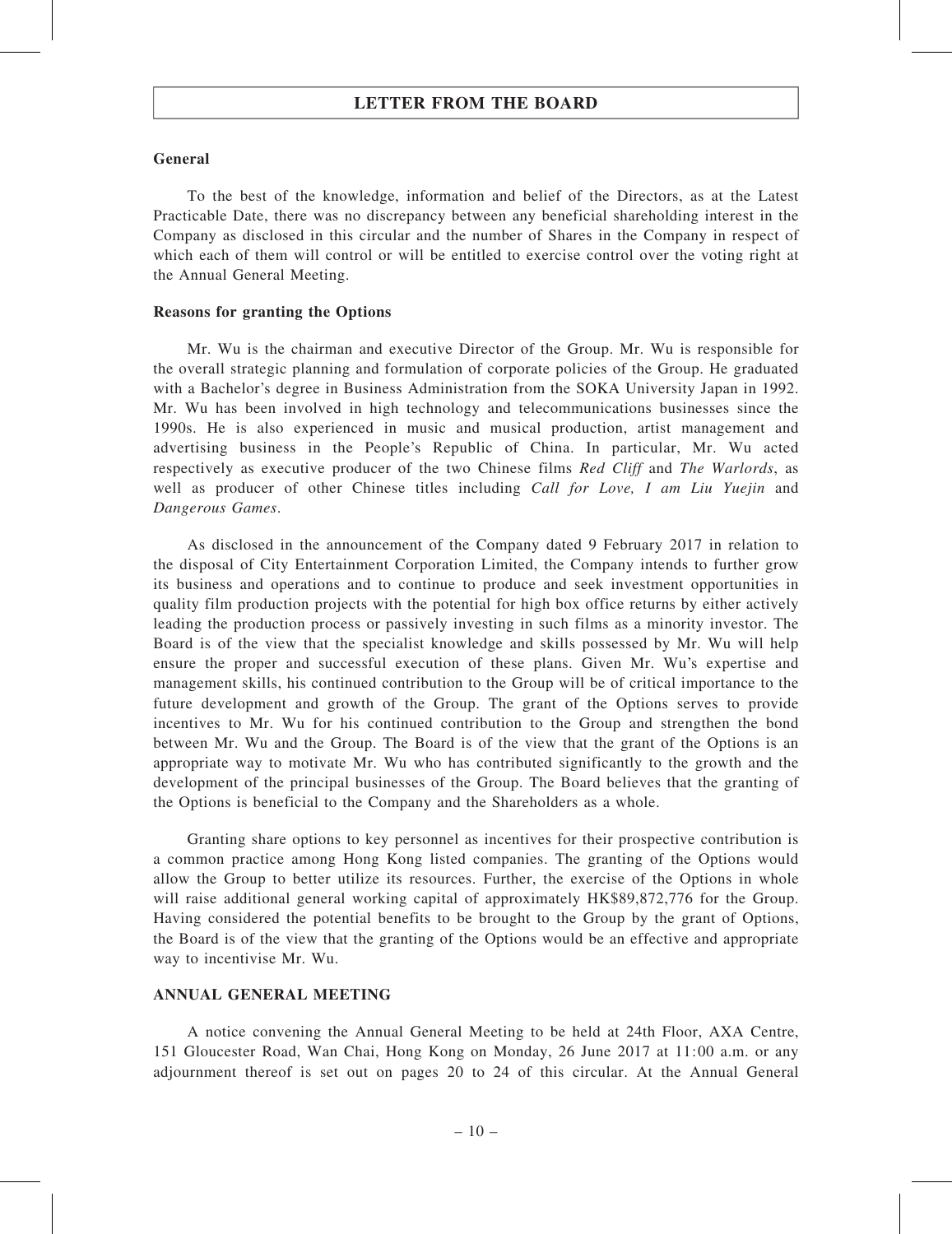**General**

To the best of the knowledge, information and belief of the Directors, as at the Latest Practicable Date, there was no discrepancy between any beneficial shareholding interest in the Company as disclosed in this circular and the number of Shares in the Company in respect of which each of them will control or will be entitled to exercise control over the voting right at the Annual General Meeting.

**Reasons for granting the Options**

Mr. Wu is the chairman and executive Director of the Group. Mr. Wu is responsible for the overall strategic planning and formulation of corporate policies of the Group. He graduated with a Bachelor's degree in Business Administration from the SOKA University Japan in 1992. Mr. Wu has been involved in high technology and telecommunications businesses since the 1990s. He is also experienced in music and musical production, artist management and advertising business in the People's Republic of China. In particular, Mr. Wu acted respectively as executive producer of the two Chinese films *Red Cliff* and *The Warlords*, as well as producer of other Chinese titles including *Call for Love, I am Liu Yuejin* and *Dangerous Games*.

As disclosed in the announcement of the Company dated 9 February 2017 in relation to the disposal of City Entertainment Corporation Limited, the Company intends to further grow its business and operations and to continue to produce and seek investment opportunities in quality film production projects with the potential for high box office returns by either actively leading the production process or passively investing in such films as a minority investor. The Board is of the view that the specialist knowledge and skills possessed by Mr. Wu will help ensure the proper and successful execution of these plans. Given Mr. Wu's expertise and management skills, his continued contribution to the Group will be of critical importance to the future development and growth of the Group. The grant of the Options serves to provide incentives to Mr. Wu for his continued contribution to the Group and strengthen the bond between Mr. Wu and the Group. The Board is of the view that the grant of the Options is an appropriate way to motivate Mr. Wu who has contributed significantly to the growth and the development of the principal businesses of the Group. The Board believes that the granting of the Options is beneficial to the Company and the Shareholders as a whole.

Granting share options to key personnel as incentives for their prospective contribution is a common practice among Hong Kong listed companies. The granting of the Options would allow the Group to better utilize its resources. Further, the exercise of the Options in whole will raise additional general working capital of approximately HK$89,872,776 for the Group. Having considered the potential benefits to be brought to the Group by the grant of Options, the Board is of the view that the granting of the Options would be an effective and appropriate way to incentivise Mr. Wu.

**ANNUAL GENERAL MEETING**

A notice convening the Annual General Meeting to be held at 24th Floor, AXA Centre, 151 Gloucester Road, Wan Chai, Hong Kong on Monday, 26 June 2017 at 11:00 a.m. or any adjournment thereof is set out on pages 20 to 24 of this circular. At the Annual General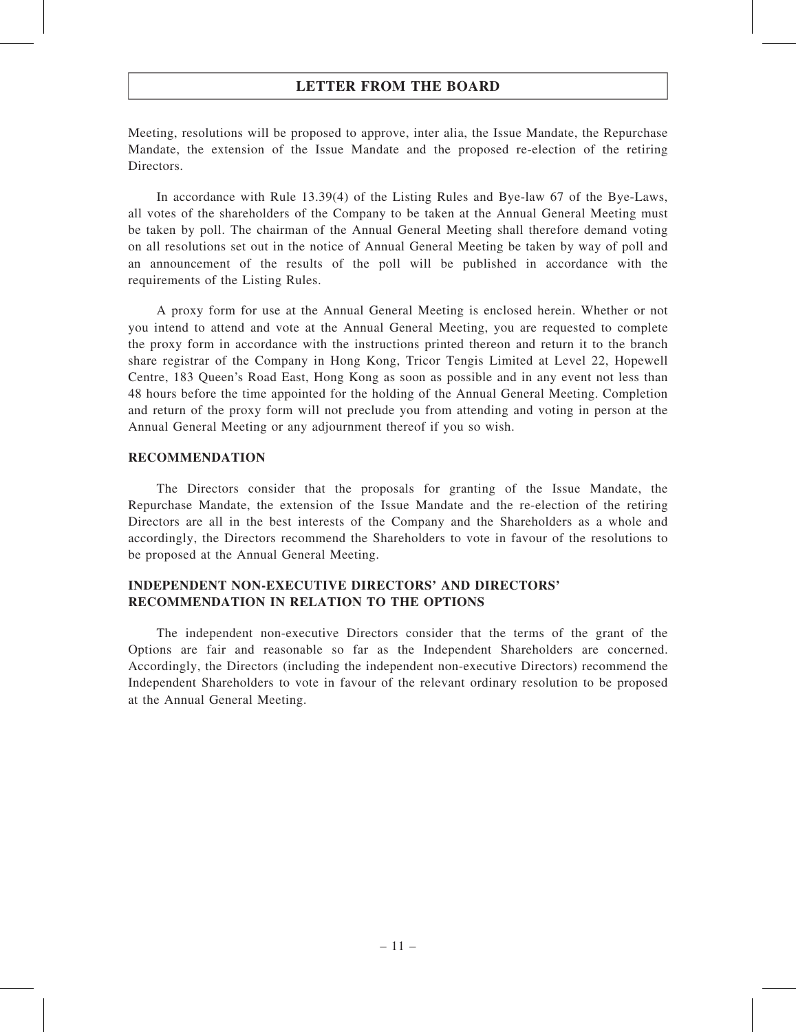Meeting, resolutions will be proposed to approve, inter alia, the Issue Mandate, the Repurchase Mandate, the extension of the Issue Mandate and the proposed re-election of the retiring Directors.

In accordance with Rule 13.39(4) of the Listing Rules and Bye-law 67 of the Bye-Laws, all votes of the shareholders of the Company to be taken at the Annual General Meeting must be taken by poll. The chairman of the Annual General Meeting shall therefore demand voting on all resolutions set out in the notice of Annual General Meeting be taken by way of poll and an announcement of the results of the poll will be published in accordance with the requirements of the Listing Rules.

A proxy form for use at the Annual General Meeting is enclosed herein. Whether or not you intend to attend and vote at the Annual General Meeting, you are requested to complete the proxy form in accordance with the instructions printed thereon and return it to the branch share registrar of the Company in Hong Kong, Tricor Tengis Limited at Level 22, Hopewell Centre, 183 Queen's Road East, Hong Kong as soon as possible and in any event not less than 48 hours before the time appointed for the holding of the Annual General Meeting. Completion and return of the proxy form will not preclude you from attending and voting in person at the Annual General Meeting or any adjournment thereof if you so wish.

## RECOMMENDATION

The Directors consider that the proposals for granting of the Issue Mandate, the Repurchase Mandate, the extension of the Issue Mandate and the re-election of the retiring Directors are all in the best interests of the Company and the Shareholders as a whole and accordingly, the Directors recommend the Shareholders to vote in favour of the resolutions to be proposed at the Annual General Meeting.

## INDEPENDENT NON-EXECUTIVE DIRECTORS' AND DIRECTORS' RECOMMENDATION IN RELATION TO THE OPTIONS

The independent non-executive Directors consider that the terms of the grant of the Options are fair and reasonable so far as the Independent Shareholders are concerned. Accordingly, the Directors (including the independent non-executive Directors) recommend the Independent Shareholders to vote in favour of the relevant ordinary resolution to be proposed at the Annual General Meeting.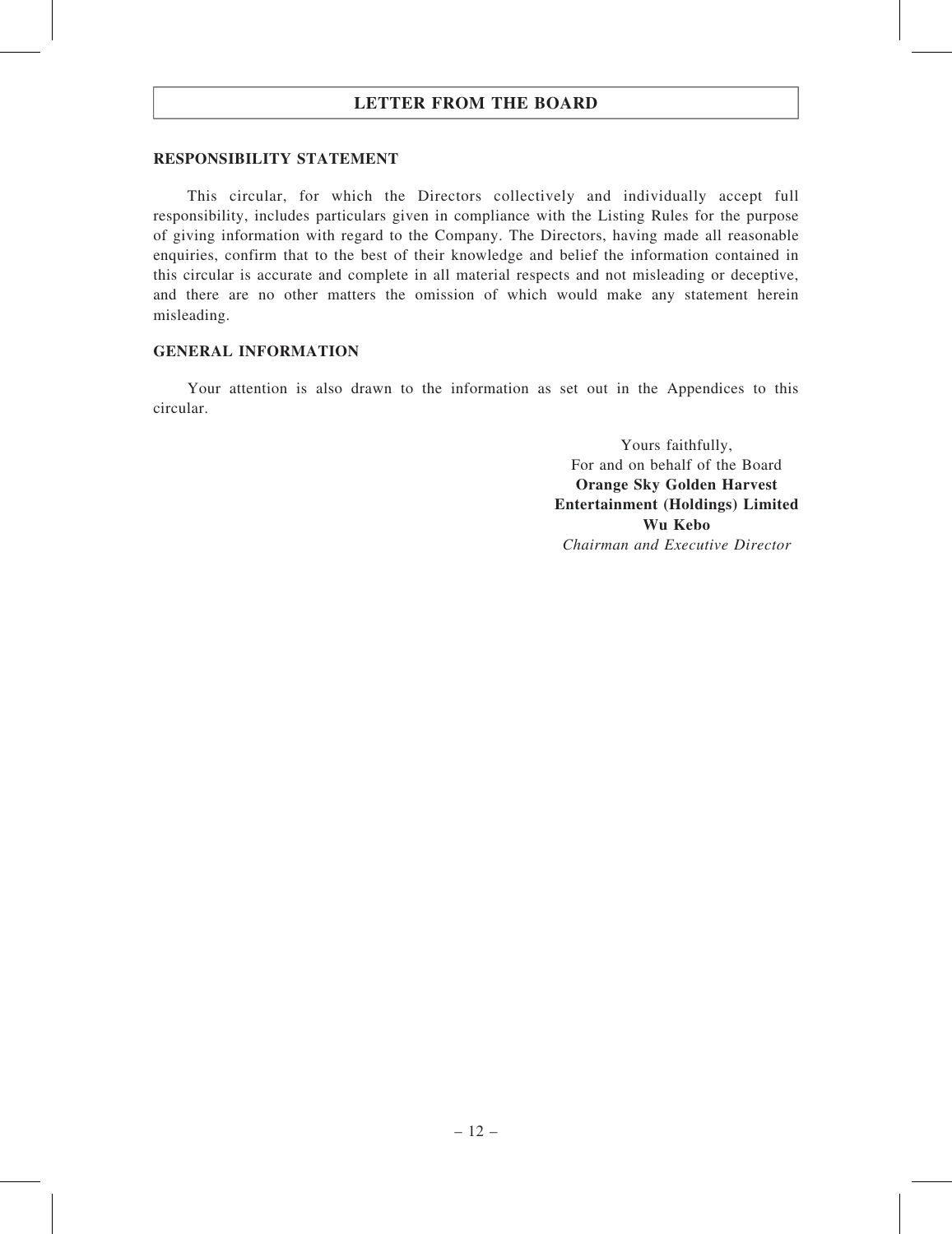**LETTER FROM THE BOARD**

**RESPONSIBILITY STATEMENT**

This circular, for which the Directors collectively and individually accept full responsibility, includes particulars given in compliance with the Listing Rules for the purpose of giving information with regard to the Company. The Directors, having made all reasonable enquiries, confirm that to the best of their knowledge and belief the information contained in this circular is accurate and complete in all material respects and not misleading or deceptive, and there are no other matters the omission of which would make any statement herein misleading.

**GENERAL INFORMATION**

Your attention is also drawn to the information as set out in the Appendices to this circular.

Yours faithfully,
For and on behalf of the Board
**Orange Sky Golden Harvest Entertainment (Holdings) Limited**
**Wu Kebo**
*Chairman and Executive Director*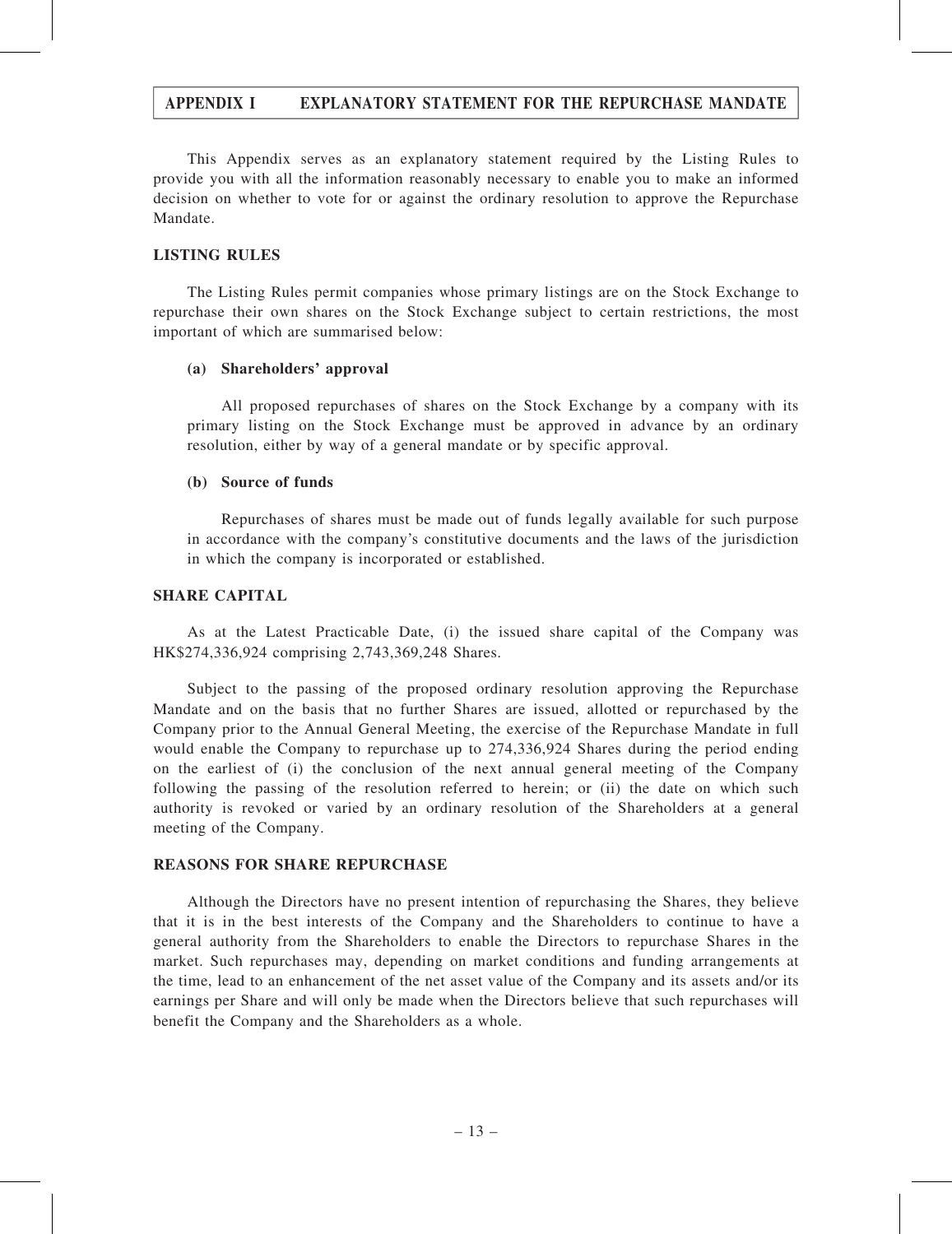# APPENDIX I EXPLANATORY STATEMENT FOR THE REPURCHASE MANDATE

This Appendix serves as an explanatory statement required by the Listing Rules to provide you with all the information reasonably necessary to enable you to make an informed decision on whether to vote for or against the ordinary resolution to approve the Repurchase Mandate.

## LISTING RULES

The Listing Rules permit companies whose primary listings are on the Stock Exchange to repurchase their own shares on the Stock Exchange subject to certain restrictions, the most important of which are summarised below:

### (a) Shareholders' approval

All proposed repurchases of shares on the Stock Exchange by a company with its primary listing on the Stock Exchange must be approved in advance by an ordinary resolution, either by way of a general mandate or by specific approval.

### (b) Source of funds

Repurchases of shares must be made out of funds legally available for such purpose in accordance with the company's constitutive documents and the laws of the jurisdiction in which the company is incorporated or established.

## SHARE CAPITAL

As at the Latest Practicable Date, (i) the issued share capital of the Company was HK$274,336,924 comprising 2,743,369,248 Shares.

Subject to the passing of the proposed ordinary resolution approving the Repurchase Mandate and on the basis that no further Shares are issued, allotted or repurchased by the Company prior to the Annual General Meeting, the exercise of the Repurchase Mandate in full would enable the Company to repurchase up to 274,336,924 Shares during the period ending on the earliest of (i) the conclusion of the next annual general meeting of the Company following the passing of the resolution referred to herein; or (ii) the date on which such authority is revoked or varied by an ordinary resolution of the Shareholders at a general meeting of the Company.

## REASONS FOR SHARE REPURCHASE

Although the Directors have no present intention of repurchasing the Shares, they believe that it is in the best interests of the Company and the Shareholders to continue to have a general authority from the Shareholders to enable the Directors to repurchase Shares in the market. Such repurchases may, depending on market conditions and funding arrangements at the time, lead to an enhancement of the net asset value of the Company and its assets and/or its earnings per Share and will only be made when the Directors believe that such repurchases will benefit the Company and the Shareholders as a whole.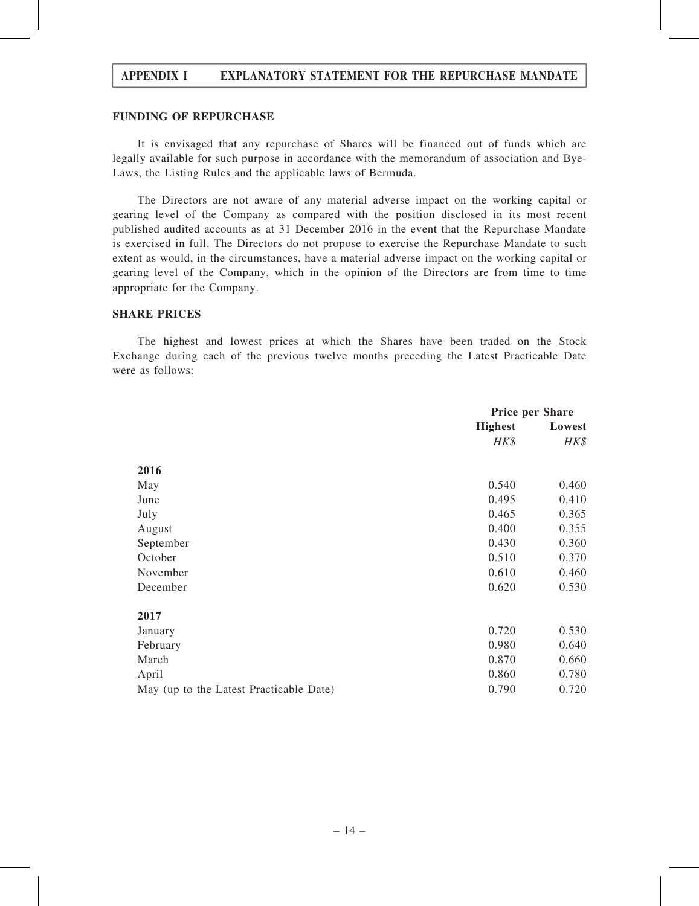## FUNDING OF REPURCHASE

It is envisaged that any repurchase of Shares will be financed out of funds which are legally available for such purpose in accordance with the memorandum of association and Bye-Laws, the Listing Rules and the applicable laws of Bermuda.

The Directors are not aware of any material adverse impact on the working capital or gearing level of the Company as compared with the position disclosed in its most recent published audited accounts as at 31 December 2016 in the event that the Repurchase Mandate is exercised in full. The Directors do not propose to exercise the Repurchase Mandate to such extent as would, in the circumstances, have a material adverse impact on the working capital or gearing level of the Company, which in the opinion of the Directors are from time to time appropriate for the Company.

## SHARE PRICES

The highest and lowest prices at which the Shares have been traded on the Stock Exchange during each of the previous twelve months preceding the Latest Practicable Date were as follows:

| | Price per Share | |
|---|---|---|
| | **Highest** | **Lowest** |
| | *HK$* | *HK$* |
| **2016** | | |
| May | 0.540 | 0.460 |
| June | 0.495 | 0.410 |
| July | 0.465 | 0.365 |
| August | 0.400 | 0.355 |
| September | 0.430 | 0.360 |
| October | 0.510 | 0.370 |
| November | 0.610 | 0.460 |
| December | 0.620 | 0.530 |
| **2017** | | |
| January | 0.720 | 0.530 |
| February | 0.980 | 0.640 |
| March | 0.870 | 0.660 |
| April | 0.860 | 0.780 |
| May (up to the Latest Practicable Date) | 0.790 | 0.720 |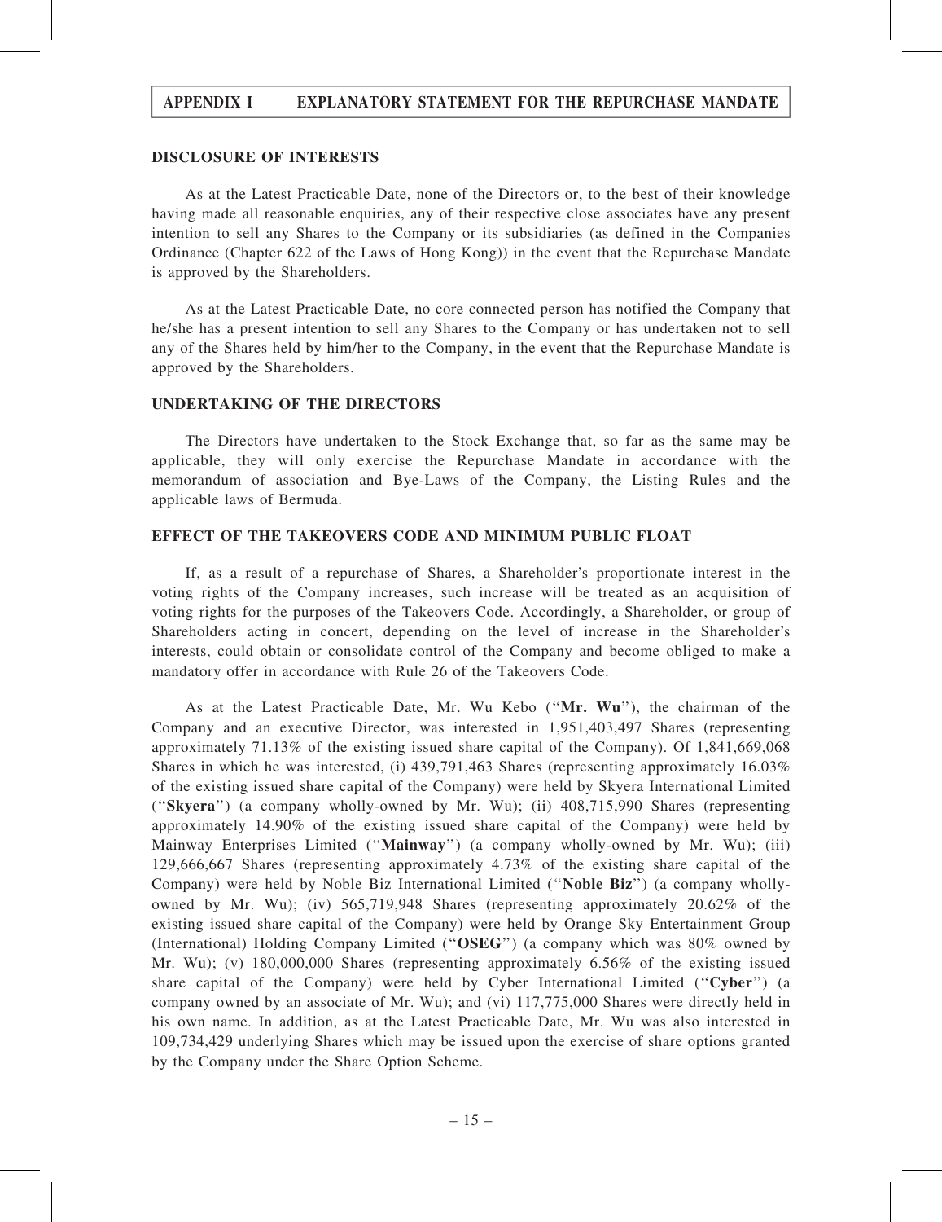## DISCLOSURE OF INTERESTS

As at the Latest Practicable Date, none of the Directors or, to the best of their knowledge having made all reasonable enquiries, any of their respective close associates have any present intention to sell any Shares to the Company or its subsidiaries (as defined in the Companies Ordinance (Chapter 622 of the Laws of Hong Kong)) in the event that the Repurchase Mandate is approved by the Shareholders.

As at the Latest Practicable Date, no core connected person has notified the Company that he/she has a present intention to sell any Shares to the Company or has undertaken not to sell any of the Shares held by him/her to the Company, in the event that the Repurchase Mandate is approved by the Shareholders.

## UNDERTAKING OF THE DIRECTORS

The Directors have undertaken to the Stock Exchange that, so far as the same may be applicable, they will only exercise the Repurchase Mandate in accordance with the memorandum of association and Bye-Laws of the Company, the Listing Rules and the applicable laws of Bermuda.

## EFFECT OF THE TAKEOVERS CODE AND MINIMUM PUBLIC FLOAT

If, as a result of a repurchase of Shares, a Shareholder's proportionate interest in the voting rights of the Company increases, such increase will be treated as an acquisition of voting rights for the purposes of the Takeovers Code. Accordingly, a Shareholder, or group of Shareholders acting in concert, depending on the level of increase in the Shareholder's interests, could obtain or consolidate control of the Company and become obliged to make a mandatory offer in accordance with Rule 26 of the Takeovers Code.

As at the Latest Practicable Date, Mr. Wu Kebo ("**Mr. Wu**"), the chairman of the Company and an executive Director, was interested in 1,951,403,497 Shares (representing approximately 71.13% of the existing issued share capital of the Company). Of 1,841,669,068 Shares in which he was interested, (i) 439,791,463 Shares (representing approximately 16.03% of the existing issued share capital of the Company) were held by Skyera International Limited ("**Skyera**") (a company wholly-owned by Mr. Wu); (ii) 408,715,990 Shares (representing approximately 14.90% of the existing issued share capital of the Company) were held by Mainway Enterprises Limited ("**Mainway**") (a company wholly-owned by Mr. Wu); (iii) 129,666,667 Shares (representing approximately 4.73% of the existing share capital of the Company) were held by Noble Biz International Limited ("**Noble Biz**") (a company wholly-owned by Mr. Wu); (iv) 565,719,948 Shares (representing approximately 20.62% of the existing issued share capital of the Company) were held by Orange Sky Entertainment Group (International) Holding Company Limited ("**OSEG**") (a company which was 80% owned by Mr. Wu); (v) 180,000,000 Shares (representing approximately 6.56% of the existing issued share capital of the Company) were held by Cyber International Limited ("**Cyber**") (a company owned by an associate of Mr. Wu); and (vi) 117,775,000 Shares were directly held in his own name. In addition, as at the Latest Practicable Date, Mr. Wu was also interested in 109,734,429 underlying Shares which may be issued upon the exercise of share options granted by the Company under the Share Option Scheme.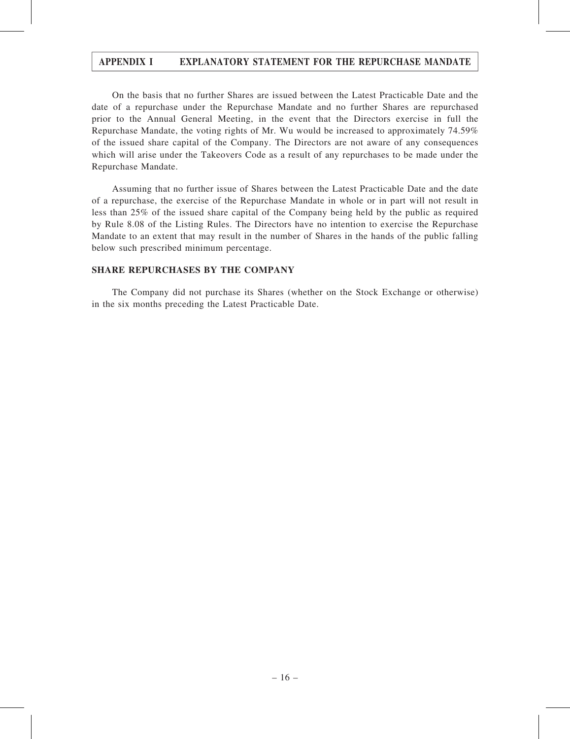On the basis that no further Shares are issued between the Latest Practicable Date and the date of a repurchase under the Repurchase Mandate and no further Shares are repurchased prior to the Annual General Meeting, in the event that the Directors exercise in full the Repurchase Mandate, the voting rights of Mr. Wu would be increased to approximately 74.59% of the issued share capital of the Company. The Directors are not aware of any consequences which will arise under the Takeovers Code as a result of any repurchases to be made under the Repurchase Mandate.

Assuming that no further issue of Shares between the Latest Practicable Date and the date of a repurchase, the exercise of the Repurchase Mandate in whole or in part will not result in less than 25% of the issued share capital of the Company being held by the public as required by Rule 8.08 of the Listing Rules. The Directors have no intention to exercise the Repurchase Mandate to an extent that may result in the number of Shares in the hands of the public falling below such prescribed minimum percentage.

## SHARE REPURCHASES BY THE COMPANY

The Company did not purchase its Shares (whether on the Stock Exchange or otherwise) in the six months preceding the Latest Practicable Date.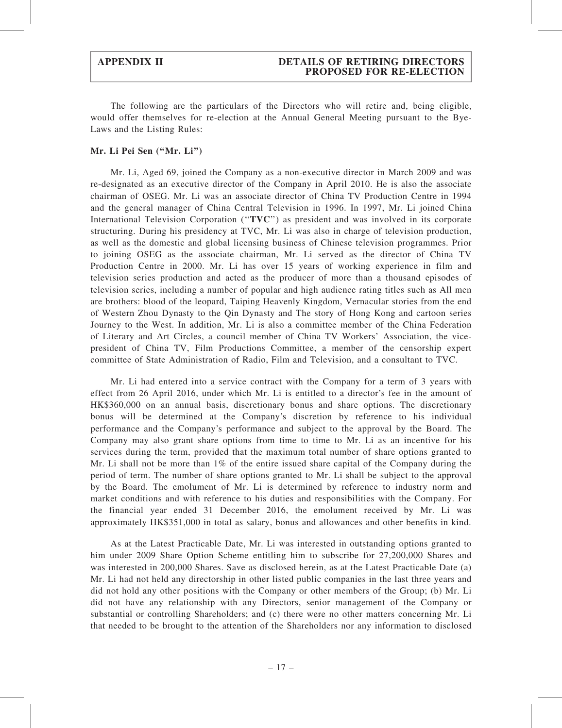The following are the particulars of the Directors who will retire and, being eligible, would offer themselves for re-election at the Annual General Meeting pursuant to the Bye-Laws and the Listing Rules:

**Mr. Li Pei Sen ("Mr. Li")**

Mr. Li, Aged 69, joined the Company as a non-executive director in March 2009 and was re-designated as an executive director of the Company in April 2010. He is also the associate chairman of OSEG. Mr. Li was an associate director of China TV Production Centre in 1994 and the general manager of China Central Television in 1996. In 1997, Mr. Li joined China International Television Corporation ("**TVC**") as president and was involved in its corporate structuring. During his presidency at TVC, Mr. Li was also in charge of television production, as well as the domestic and global licensing business of Chinese television programmes. Prior to joining OSEG as the associate chairman, Mr. Li served as the director of China TV Production Centre in 2000. Mr. Li has over 15 years of working experience in film and television series production and acted as the producer of more than a thousand episodes of television series, including a number of popular and high audience rating titles such as All men are brothers: blood of the leopard, Taiping Heavenly Kingdom, Vernacular stories from the end of Western Zhou Dynasty to the Qin Dynasty and The story of Hong Kong and cartoon series Journey to the West. In addition, Mr. Li is also a committee member of the China Federation of Literary and Art Circles, a council member of China TV Workers' Association, the vice-president of China TV, Film Productions Committee, a member of the censorship expert committee of State Administration of Radio, Film and Television, and a consultant to TVC.

Mr. Li had entered into a service contract with the Company for a term of 3 years with effect from 26 April 2016, under which Mr. Li is entitled to a director's fee in the amount of HK$360,000 on an annual basis, discretionary bonus and share options. The discretionary bonus will be determined at the Company's discretion by reference to his individual performance and the Company's performance and subject to the approval by the Board. The Company may also grant share options from time to time to Mr. Li as an incentive for his services during the term, provided that the maximum total number of share options granted to Mr. Li shall not be more than 1% of the entire issued share capital of the Company during the period of term. The number of share options granted to Mr. Li shall be subject to the approval by the Board. The emolument of Mr. Li is determined by reference to industry norm and market conditions and with reference to his duties and responsibilities with the Company. For the financial year ended 31 December 2016, the emolument received by Mr. Li was approximately HK$351,000 in total as salary, bonus and allowances and other benefits in kind.

As at the Latest Practicable Date, Mr. Li was interested in outstanding options granted to him under 2009 Share Option Scheme entitling him to subscribe for 27,200,000 Shares and was interested in 200,000 Shares. Save as disclosed herein, as at the Latest Practicable Date (a) Mr. Li had not held any directorship in other listed public companies in the last three years and did not hold any other positions with the Company or other members of the Group; (b) Mr. Li did not have any relationship with any Directors, senior management of the Company or substantial or controlling Shareholders; and (c) there were no other matters concerning Mr. Li that needed to be brought to the attention of the Shareholders nor any information to disclosed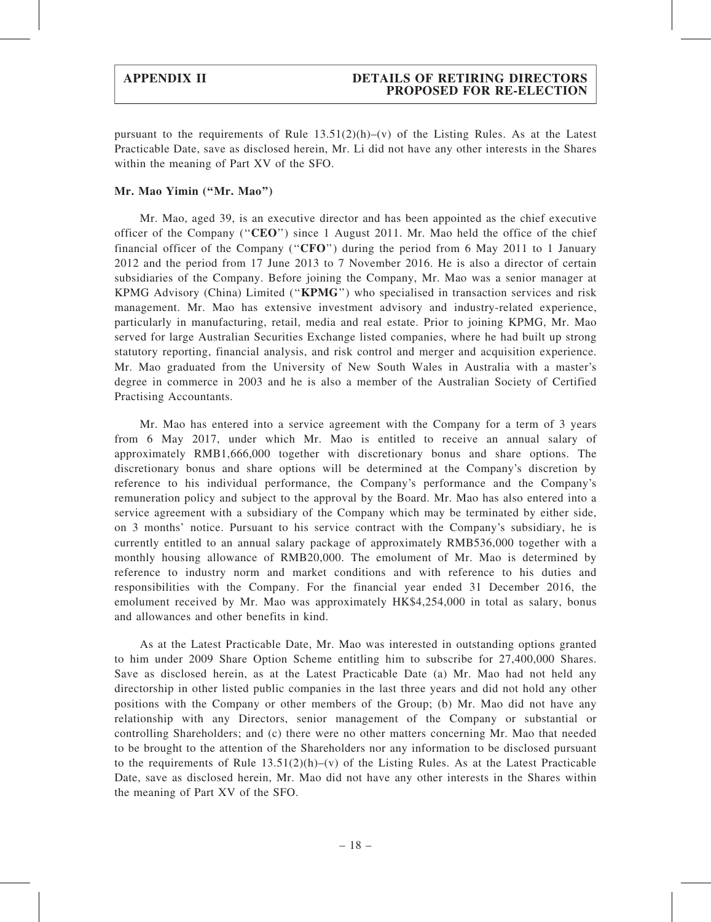pursuant to the requirements of Rule 13.51(2)(h)–(v) of the Listing Rules. As at the Latest Practicable Date, save as disclosed herein, Mr. Li did not have any other interests in the Shares within the meaning of Part XV of the SFO.

**Mr. Mao Yimin ("Mr. Mao")**

Mr. Mao, aged 39, is an executive director and has been appointed as the chief executive officer of the Company ("**CEO**") since 1 August 2011. Mr. Mao held the office of the chief financial officer of the Company ("**CFO**") during the period from 6 May 2011 to 1 January 2012 and the period from 17 June 2013 to 7 November 2016. He is also a director of certain subsidiaries of the Company. Before joining the Company, Mr. Mao was a senior manager at KPMG Advisory (China) Limited ("**KPMG**") who specialised in transaction services and risk management. Mr. Mao has extensive investment advisory and industry-related experience, particularly in manufacturing, retail, media and real estate. Prior to joining KPMG, Mr. Mao served for large Australian Securities Exchange listed companies, where he had built up strong statutory reporting, financial analysis, and risk control and merger and acquisition experience. Mr. Mao graduated from the University of New South Wales in Australia with a master's degree in commerce in 2003 and he is also a member of the Australian Society of Certified Practising Accountants.

Mr. Mao has entered into a service agreement with the Company for a term of 3 years from 6 May 2017, under which Mr. Mao is entitled to receive an annual salary of approximately RMB1,666,000 together with discretionary bonus and share options. The discretionary bonus and share options will be determined at the Company's discretion by reference to his individual performance, the Company's performance and the Company's remuneration policy and subject to the approval by the Board. Mr. Mao has also entered into a service agreement with a subsidiary of the Company which may be terminated by either side, on 3 months' notice. Pursuant to his service contract with the Company's subsidiary, he is currently entitled to an annual salary package of approximately RMB536,000 together with a monthly housing allowance of RMB20,000. The emolument of Mr. Mao is determined by reference to industry norm and market conditions and with reference to his duties and responsibilities with the Company. For the financial year ended 31 December 2016, the emolument received by Mr. Mao was approximately HK$4,254,000 in total as salary, bonus and allowances and other benefits in kind.

As at the Latest Practicable Date, Mr. Mao was interested in outstanding options granted to him under 2009 Share Option Scheme entitling him to subscribe for 27,400,000 Shares. Save as disclosed herein, as at the Latest Practicable Date (a) Mr. Mao had not held any directorship in other listed public companies in the last three years and did not hold any other positions with the Company or other members of the Group; (b) Mr. Mao did not have any relationship with any Directors, senior management of the Company or substantial or controlling Shareholders; and (c) there were no other matters concerning Mr. Mao that needed to be brought to the attention of the Shareholders nor any information to be disclosed pursuant to the requirements of Rule 13.51(2)(h)–(v) of the Listing Rules. As at the Latest Practicable Date, save as disclosed herein, Mr. Mao did not have any other interests in the Shares within the meaning of Part XV of the SFO.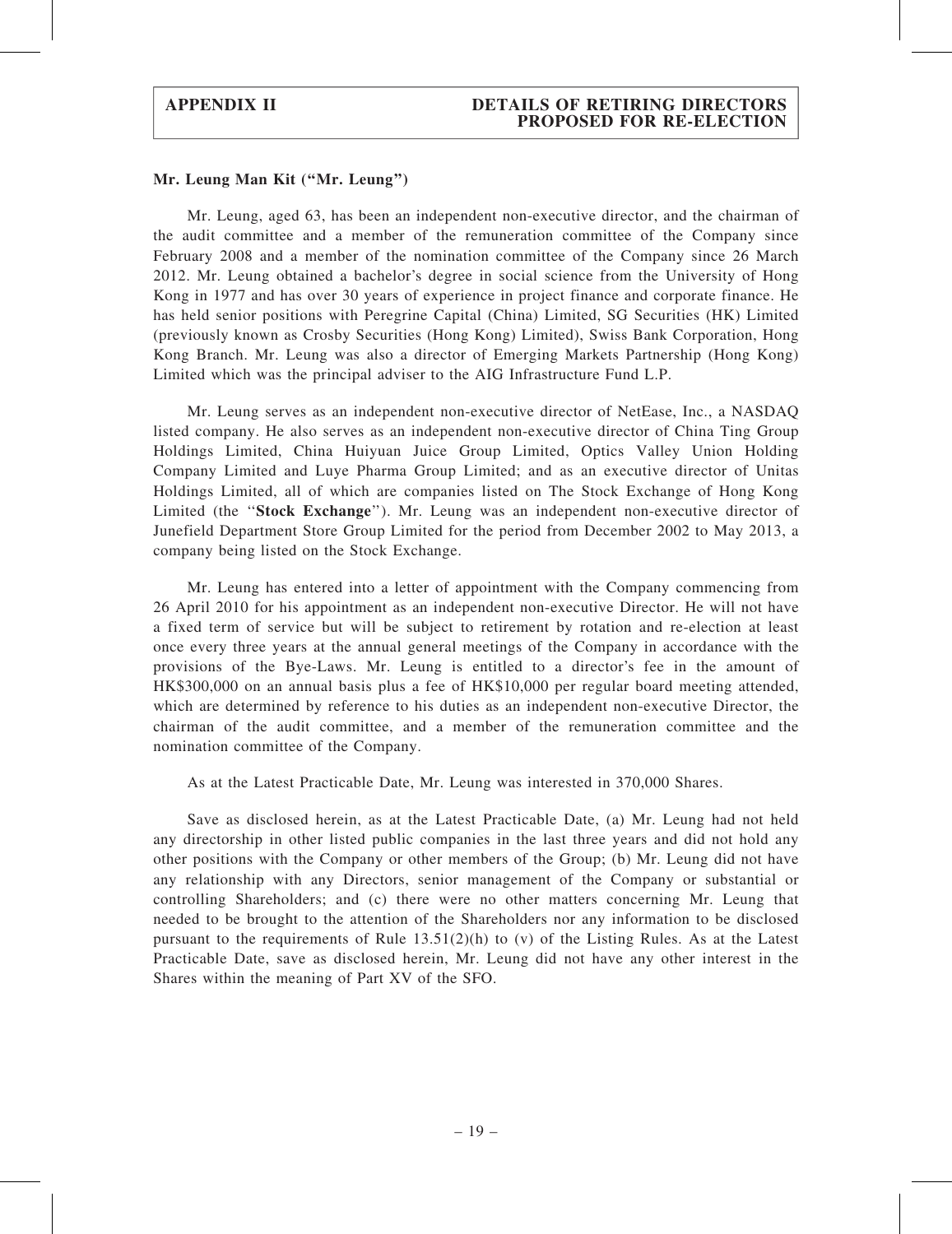**Mr. Leung Man Kit ("Mr. Leung")**

Mr. Leung, aged 63, has been an independent non-executive director, and the chairman of the audit committee and a member of the remuneration committee of the Company since February 2008 and a member of the nomination committee of the Company since 26 March 2012. Mr. Leung obtained a bachelor's degree in social science from the University of Hong Kong in 1977 and has over 30 years of experience in project finance and corporate finance. He has held senior positions with Peregrine Capital (China) Limited, SG Securities (HK) Limited (previously known as Crosby Securities (Hong Kong) Limited), Swiss Bank Corporation, Hong Kong Branch. Mr. Leung was also a director of Emerging Markets Partnership (Hong Kong) Limited which was the principal adviser to the AIG Infrastructure Fund L.P.

Mr. Leung serves as an independent non-executive director of NetEase, Inc., a NASDAQ listed company. He also serves as an independent non-executive director of China Ting Group Holdings Limited, China Huiyuan Juice Group Limited, Optics Valley Union Holding Company Limited and Luye Pharma Group Limited; and as an executive director of Unitas Holdings Limited, all of which are companies listed on The Stock Exchange of Hong Kong Limited (the "**Stock Exchange**"). Mr. Leung was an independent non-executive director of Junefield Department Store Group Limited for the period from December 2002 to May 2013, a company being listed on the Stock Exchange.

Mr. Leung has entered into a letter of appointment with the Company commencing from 26 April 2010 for his appointment as an independent non-executive Director. He will not have a fixed term of service but will be subject to retirement by rotation and re-election at least once every three years at the annual general meetings of the Company in accordance with the provisions of the Bye-Laws. Mr. Leung is entitled to a director's fee in the amount of HK$300,000 on an annual basis plus a fee of HK$10,000 per regular board meeting attended, which are determined by reference to his duties as an independent non-executive Director, the chairman of the audit committee, and a member of the remuneration committee and the nomination committee of the Company.

As at the Latest Practicable Date, Mr. Leung was interested in 370,000 Shares.

Save as disclosed herein, as at the Latest Practicable Date, (a) Mr. Leung had not held any directorship in other listed public companies in the last three years and did not hold any other positions with the Company or other members of the Group; (b) Mr. Leung did not have any relationship with any Directors, senior management of the Company or substantial or controlling Shareholders; and (c) there were no other matters concerning Mr. Leung that needed to be brought to the attention of the Shareholders nor any information to be disclosed pursuant to the requirements of Rule 13.51(2)(h) to (v) of the Listing Rules. As at the Latest Practicable Date, save as disclosed herein, Mr. Leung did not have any other interest in the Shares within the meaning of Part XV of the SFO.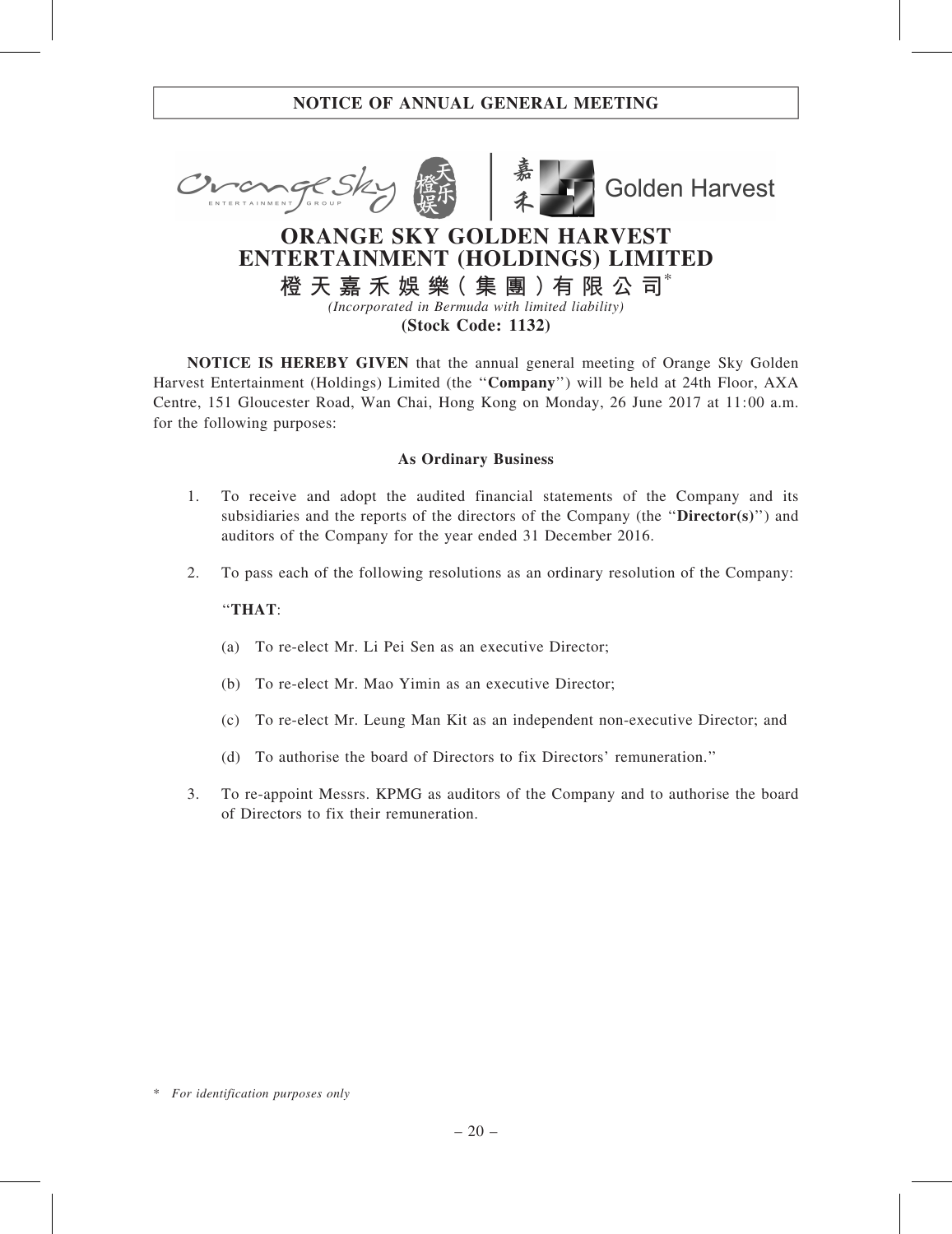NOTICE OF ANNUAL GENERAL MEETING

# ORANGE SKY GOLDEN HARVEST ENTERTAINMENT (HOLDINGS) LIMITED

**橙天嘉禾娛樂(集團)有限公司***

*(Incorporated in Bermuda with limited liability)*

**(Stock Code: 1132)**

**NOTICE IS HEREBY GIVEN** that the annual general meeting of Orange Sky Golden Harvest Entertainment (Holdings) Limited (the "**Company**") will be held at 24th Floor, AXA Centre, 151 Gloucester Road, Wan Chai, Hong Kong on Monday, 26 June 2017 at 11:00 a.m. for the following purposes:

**As Ordinary Business**

1. To receive and adopt the audited financial statements of the Company and its subsidiaries and the reports of the directors of the Company (the "**Director(s)**") and auditors of the Company for the year ended 31 December 2016.

2. To pass each of the following resolutions as an ordinary resolution of the Company:

   "**THAT**:

   (a) To re-elect Mr. Li Pei Sen as an executive Director;

   (b) To re-elect Mr. Mao Yimin as an executive Director;

   (c) To re-elect Mr. Leung Man Kit as an independent non-executive Director; and

   (d) To authorise the board of Directors to fix Directors' remuneration."

3. To re-appoint Messrs. KPMG as auditors of the Company and to authorise the board of Directors to fix their remuneration.

\* *For identification purposes only*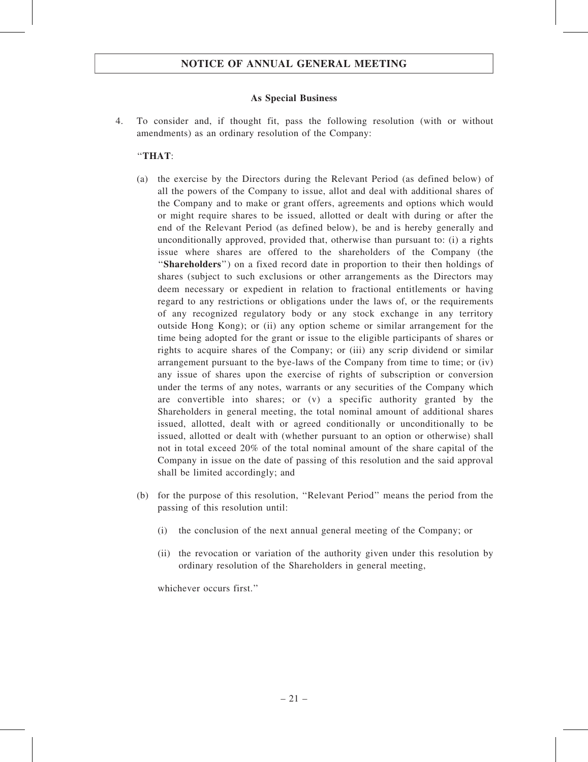## NOTICE OF ANNUAL GENERAL MEETING

**As Special Business**

4. To consider and, if thought fit, pass the following resolution (with or without amendments) as an ordinary resolution of the Company:

"**THAT**:

(a) the exercise by the Directors during the Relevant Period (as defined below) of all the powers of the Company to issue, allot and deal with additional shares of the Company and to make or grant offers, agreements and options which would or might require shares to be issued, allotted or dealt with during or after the end of the Relevant Period (as defined below), be and is hereby generally and unconditionally approved, provided that, otherwise than pursuant to: (i) a rights issue where shares are offered to the shareholders of the Company (the "**Shareholders**") on a fixed record date in proportion to their then holdings of shares (subject to such exclusions or other arrangements as the Directors may deem necessary or expedient in relation to fractional entitlements or having regard to any restrictions or obligations under the laws of, or the requirements of any recognized regulatory body or any stock exchange in any territory outside Hong Kong); or (ii) any option scheme or similar arrangement for the time being adopted for the grant or issue to the eligible participants of shares or rights to acquire shares of the Company; or (iii) any scrip dividend or similar arrangement pursuant to the bye-laws of the Company from time to time; or (iv) any issue of shares upon the exercise of rights of subscription or conversion under the terms of any notes, warrants or any securities of the Company which are convertible into shares; or (v) a specific authority granted by the Shareholders in general meeting, the total nominal amount of additional shares issued, allotted, dealt with or agreed conditionally or unconditionally to be issued, allotted or dealt with (whether pursuant to an option or otherwise) shall not in total exceed 20% of the total nominal amount of the share capital of the Company in issue on the date of passing of this resolution and the said approval shall be limited accordingly; and

(b) for the purpose of this resolution, "Relevant Period" means the period from the passing of this resolution until:

(i) the conclusion of the next annual general meeting of the Company; or

(ii) the revocation or variation of the authority given under this resolution by ordinary resolution of the Shareholders in general meeting,

whichever occurs first."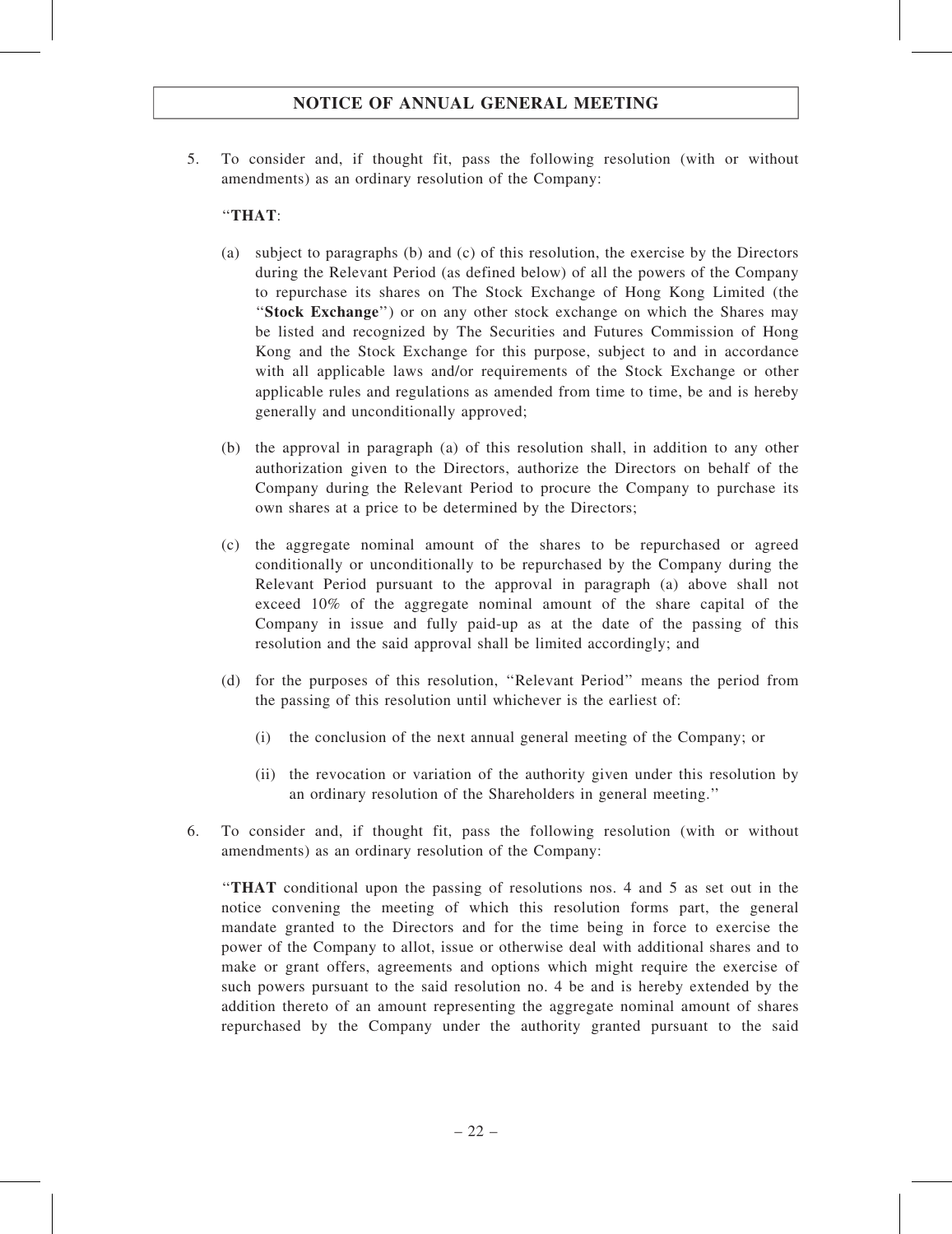5. To consider and, if thought fit, pass the following resolution (with or without amendments) as an ordinary resolution of the Company:

   "**THAT**:

   (a) subject to paragraphs (b) and (c) of this resolution, the exercise by the Directors during the Relevant Period (as defined below) of all the powers of the Company to repurchase its shares on The Stock Exchange of Hong Kong Limited (the "**Stock Exchange**") or on any other stock exchange on which the Shares may be listed and recognized by The Securities and Futures Commission of Hong Kong and the Stock Exchange for this purpose, subject to and in accordance with all applicable laws and/or requirements of the Stock Exchange or other applicable rules and regulations as amended from time to time, be and is hereby generally and unconditionally approved;

   (b) the approval in paragraph (a) of this resolution shall, in addition to any other authorization given to the Directors, authorize the Directors on behalf of the Company during the Relevant Period to procure the Company to purchase its own shares at a price to be determined by the Directors;

   (c) the aggregate nominal amount of the shares to be repurchased or agreed conditionally or unconditionally to be repurchased by the Company during the Relevant Period pursuant to the approval in paragraph (a) above shall not exceed 10% of the aggregate nominal amount of the share capital of the Company in issue and fully paid-up as at the date of the passing of this resolution and the said approval shall be limited accordingly; and

   (d) for the purposes of this resolution, "Relevant Period" means the period from the passing of this resolution until whichever is the earliest of:

      (i) the conclusion of the next annual general meeting of the Company; or

      (ii) the revocation or variation of the authority given under this resolution by an ordinary resolution of the Shareholders in general meeting."

6. To consider and, if thought fit, pass the following resolution (with or without amendments) as an ordinary resolution of the Company:

   "**THAT** conditional upon the passing of resolutions nos. 4 and 5 as set out in the notice convening the meeting of which this resolution forms part, the general mandate granted to the Directors and for the time being in force to exercise the power of the Company to allot, issue or otherwise deal with additional shares and to make or grant offers, agreements and options which might require the exercise of such powers pursuant to the said resolution no. 4 be and is hereby extended by the addition thereto of an amount representing the aggregate nominal amount of shares repurchased by the Company under the authority granted pursuant to the said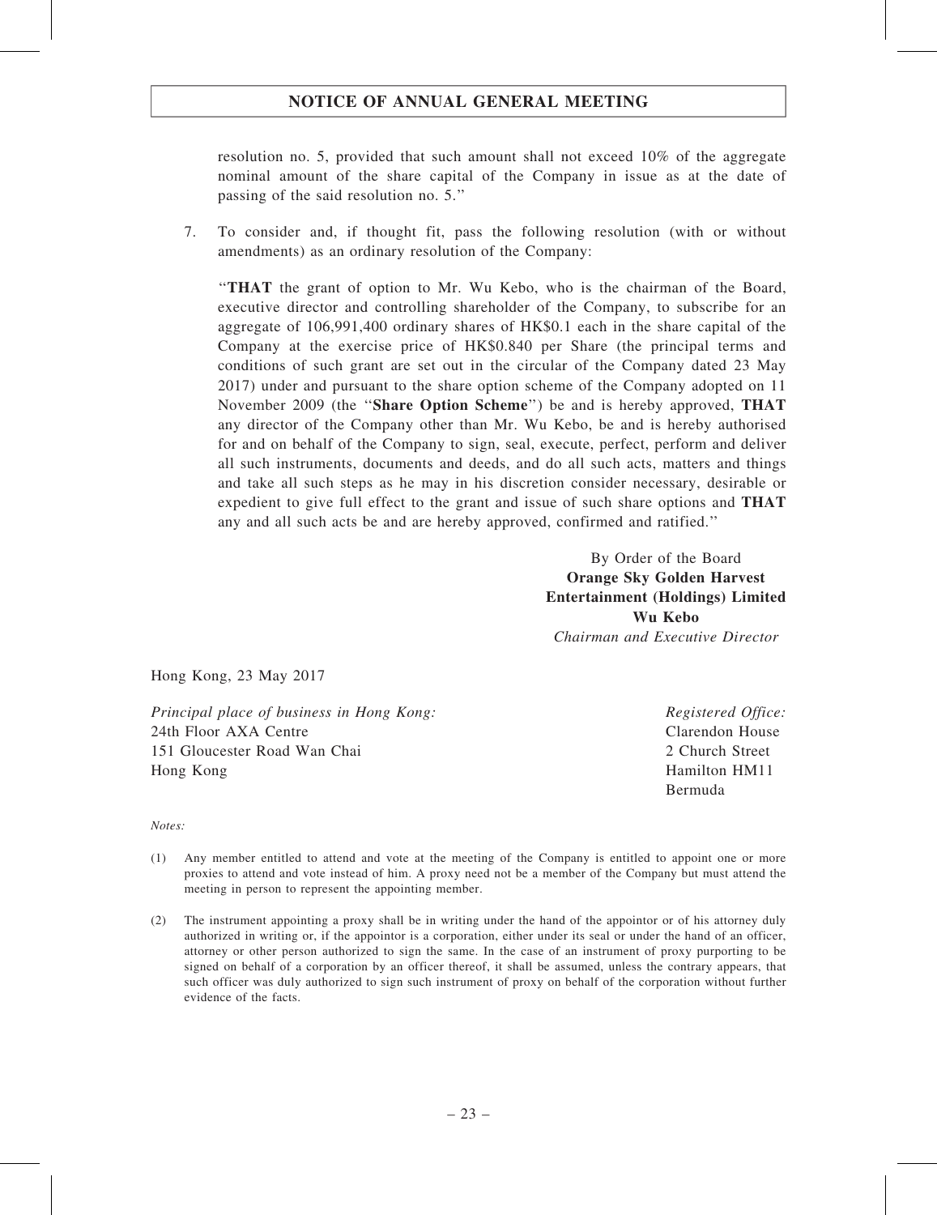resolution no. 5, provided that such amount shall not exceed 10% of the aggregate nominal amount of the share capital of the Company in issue as at the date of passing of the said resolution no. 5."

7. To consider and, if thought fit, pass the following resolution (with or without amendments) as an ordinary resolution of the Company:

"**THAT** the grant of option to Mr. Wu Kebo, who is the chairman of the Board, executive director and controlling shareholder of the Company, to subscribe for an aggregate of 106,991,400 ordinary shares of HK$0.1 each in the share capital of the Company at the exercise price of HK$0.840 per Share (the principal terms and conditions of such grant are set out in the circular of the Company dated 23 May 2017) under and pursuant to the share option scheme of the Company adopted on 11 November 2009 (the "**Share Option Scheme**") be and is hereby approved, **THAT** any director of the Company other than Mr. Wu Kebo, be and is hereby authorised for and on behalf of the Company to sign, seal, execute, perfect, perform and deliver all such instruments, documents and deeds, and do all such acts, matters and things and take all such steps as he may in his discretion consider necessary, desirable or expedient to give full effect to the grant and issue of such share options and **THAT** any and all such acts be and are hereby approved, confirmed and ratified."

By Order of the Board
**Orange Sky Golden Harvest Entertainment (Holdings) Limited**
**Wu Kebo**
*Chairman and Executive Director*

Hong Kong, 23 May 2017

*Principal place of business in Hong Kong:*
24th Floor AXA Centre
151 Gloucester Road Wan Chai
Hong Kong

*Registered Office:*
Clarendon House
2 Church Street
Hamilton HM11
Bermuda

*Notes:*

(1) Any member entitled to attend and vote at the meeting of the Company is entitled to appoint one or more proxies to attend and vote instead of him. A proxy need not be a member of the Company but must attend the meeting in person to represent the appointing member.

(2) The instrument appointing a proxy shall be in writing under the hand of the appointor or of his attorney duly authorized in writing or, if the appointor is a corporation, either under its seal or under the hand of an officer, attorney or other person authorized to sign the same. In the case of an instrument of proxy purporting to be signed on behalf of a corporation by an officer thereof, it shall be assumed, unless the contrary appears, that such officer was duly authorized to sign such instrument of proxy on behalf of the corporation without further evidence of the facts.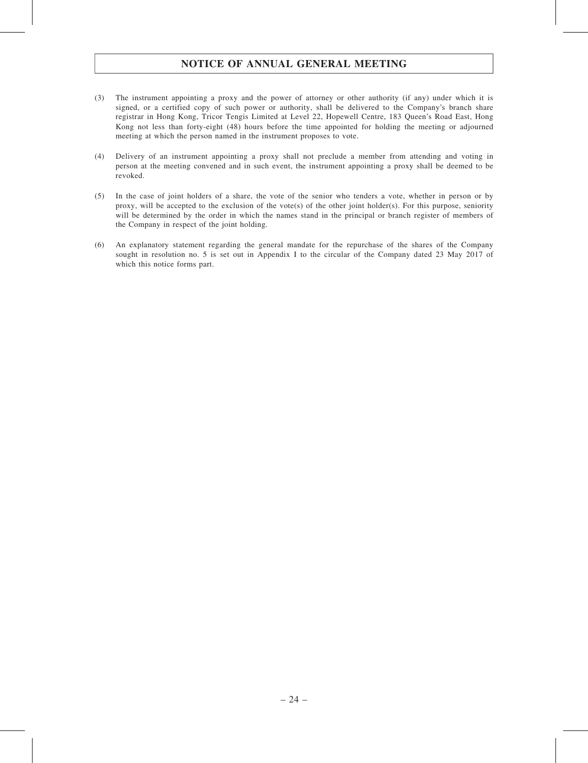## NOTICE OF ANNUAL GENERAL MEETING

(3) The instrument appointing a proxy and the power of attorney or other authority (if any) under which it is signed, or a certified copy of such power or authority, shall be delivered to the Company's branch share registrar in Hong Kong, Tricor Tengis Limited at Level 22, Hopewell Centre, 183 Queen's Road East, Hong Kong not less than forty-eight (48) hours before the time appointed for holding the meeting or adjourned meeting at which the person named in the instrument proposes to vote.

(4) Delivery of an instrument appointing a proxy shall not preclude a member from attending and voting in person at the meeting convened and in such event, the instrument appointing a proxy shall be deemed to be revoked.

(5) In the case of joint holders of a share, the vote of the senior who tenders a vote, whether in person or by proxy, will be accepted to the exclusion of the vote(s) of the other joint holder(s). For this purpose, seniority will be determined by the order in which the names stand in the principal or branch register of members of the Company in respect of the joint holding.

(6) An explanatory statement regarding the general mandate for the repurchase of the shares of the Company sought in resolution no. 5 is set out in Appendix I to the circular of the Company dated 23 May 2017 of which this notice forms part.